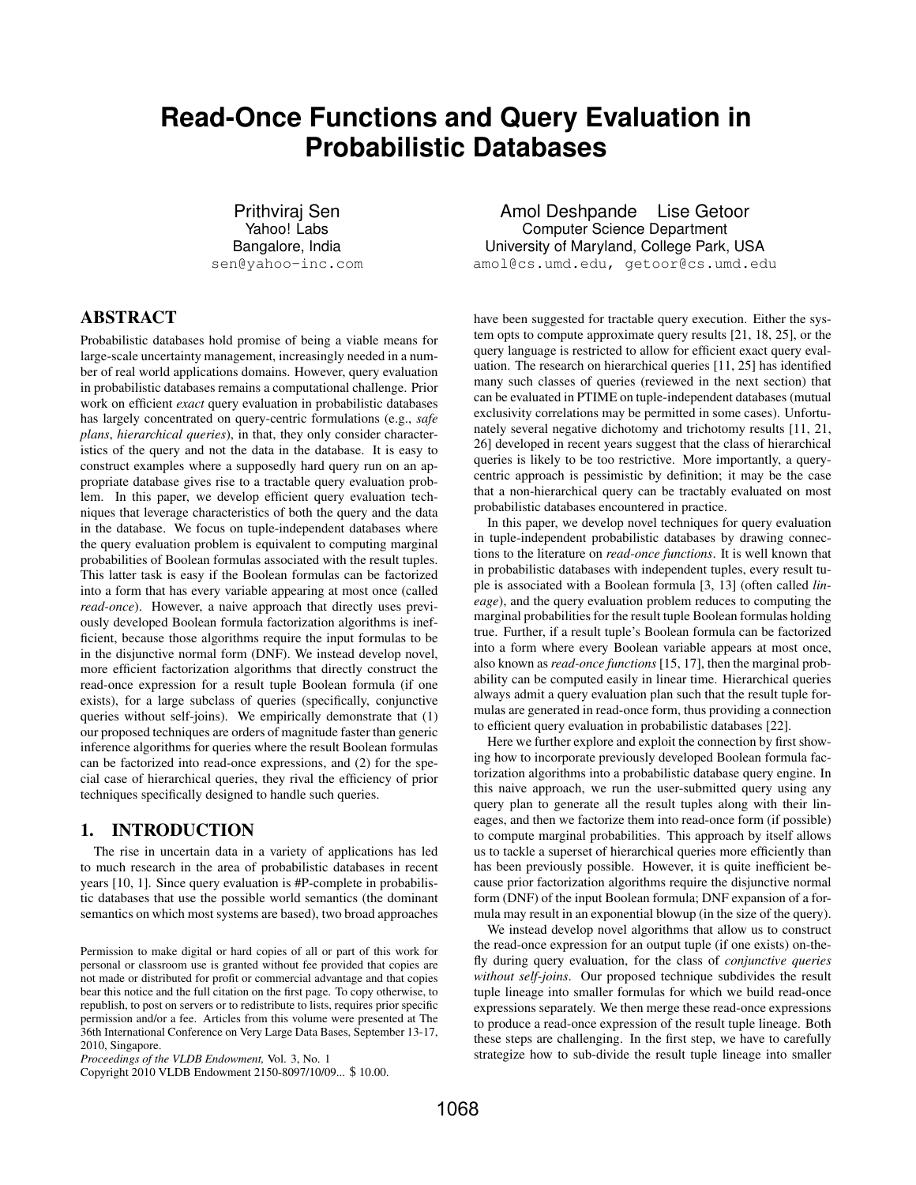# Read-Once Functions and Query Evaluation in Probabilistic Databases

Prithviraj Sen
Yahoo! Labs
Bangalore, India
sen@yahoo-inc.com

Amol Deshpande Lise Getoor
Computer Science Department
University of Maryland, College Park, USA
amol@cs.umd.edu, getoor@cs.umd.edu

## ABSTRACT

Probabilistic databases hold promise of being a viable means for large-scale uncertainty management, increasingly needed in a number of real world applications domains. However, query evaluation in probabilistic databases remains a computational challenge. Prior work on efficient *exact* query evaluation in probabilistic databases has largely concentrated on query-centric formulations (e.g., *safe plans*, *hierarchical queries*), in that, they only consider characteristics of the query and not the data in the database. It is easy to construct examples where a supposedly hard query run on an appropriate database gives rise to a tractable query evaluation problem. In this paper, we develop efficient query evaluation techniques that leverage characteristics of both the query and the data in the database. We focus on tuple-independent databases where the query evaluation problem is equivalent to computing marginal probabilities of Boolean formulas associated with the result tuples. This latter task is easy if the Boolean formulas can be factorized into a form that has every variable appearing at most once (called *read-once*). However, a naive approach that directly uses previously developed Boolean formula factorization algorithms is inefficient, because those algorithms require the input formulas to be in the disjunctive normal form (DNF). We instead develop novel, more efficient factorization algorithms that directly construct the read-once expression for a result tuple Boolean formula (if one exists), for a large subclass of queries (specifically, conjunctive queries without self-joins). We empirically demonstrate that (1) our proposed techniques are orders of magnitude faster than generic inference algorithms for queries where the result Boolean formulas can be factorized into read-once expressions, and (2) for the special case of hierarchical queries, they rival the efficiency of prior techniques specifically designed to handle such queries.

## 1. INTRODUCTION

The rise in uncertain data in a variety of applications has led to much research in the area of probabilistic databases in recent years [10, 1]. Since query evaluation is #P-complete in probabilistic databases that use the possible world semantics (the dominant semantics on which most systems are based), two broad approaches have been suggested for tractable query execution. Either the system opts to compute approximate query results [21, 18, 25], or the query language is restricted to allow for efficient exact query evaluation. The research on hierarchical queries [11, 25] has identified many such classes of queries (reviewed in the next section) that can be evaluated in PTIME on tuple-independent databases (mutual exclusivity correlations may be permitted in some cases). Unfortunately several negative dichotomy and trichotomy results [11, 21, 26] developed in recent years suggest that the class of hierarchical queries is likely to be too restrictive. More importantly, a query-centric approach is pessimistic by definition; it may be the case that a non-hierarchical query can be tractably evaluated on most probabilistic databases encountered in practice.

In this paper, we develop novel techniques for query evaluation in tuple-independent probabilistic databases by drawing connections to the literature on *read-once functions*. It is well known that in probabilistic databases with independent tuples, every result tuple is associated with a Boolean formula [3, 13] (often called *lineage*), and the query evaluation problem reduces to computing the marginal probabilities for the result tuple Boolean formulas holding true. Further, if a result tuple's Boolean formula can be factorized into a form where every Boolean variable appears at most once, also known as *read-once functions* [15, 17], then the marginal probability can be computed easily in linear time. Hierarchical queries always admit a query evaluation plan such that the result tuple formulas are generated in read-once form, thus providing a connection to efficient query evaluation in probabilistic databases [22].

Here we further explore and exploit the connection by first showing how to incorporate previously developed Boolean formula factorization algorithms into a probabilistic database query engine. In this naive approach, we run the user-submitted query using any query plan to generate all the result tuples along with their lineages, and then we factorize them into read-once form (if possible) to compute marginal probabilities. This approach by itself allows us to tackle a superset of hierarchical queries more efficiently than has been previously possible. However, it is quite inefficient because prior factorization algorithms require the disjunctive normal form (DNF) of the input Boolean formula; DNF expansion of a formula may result in an exponential blowup (in the size of the query).

We instead develop novel algorithms that allow us to construct the read-once expression for an output tuple (if one exists) on-the-fly during query evaluation, for the class of *conjunctive queries without self-joins*. Our proposed technique subdivides the result tuple lineage into smaller formulas for which we build read-once expressions separately. We then merge these read-once expressions to produce a read-once expression of the result tuple lineage. Both these steps are challenging. In the first step, we have to carefully strategize how to sub-divide the result tuple lineage into smaller

Permission to make digital or hard copies of all or part of this work for personal or classroom use is granted without fee provided that copies are not made or distributed for profit or commercial advantage and that copies bear this notice and the full citation on the first page. To copy otherwise, to republish, to post on servers or to redistribute to lists, requires prior specific permission and/or a fee. Articles from this volume were presented at The 36th International Conference on Very Large Data Bases, September 13-17, 2010, Singapore.
*Proceedings of the VLDB Endowment,* Vol. 3, No. 1
Copyright 2010 VLDB Endowment 2150-8097/10/09... $ 10.00.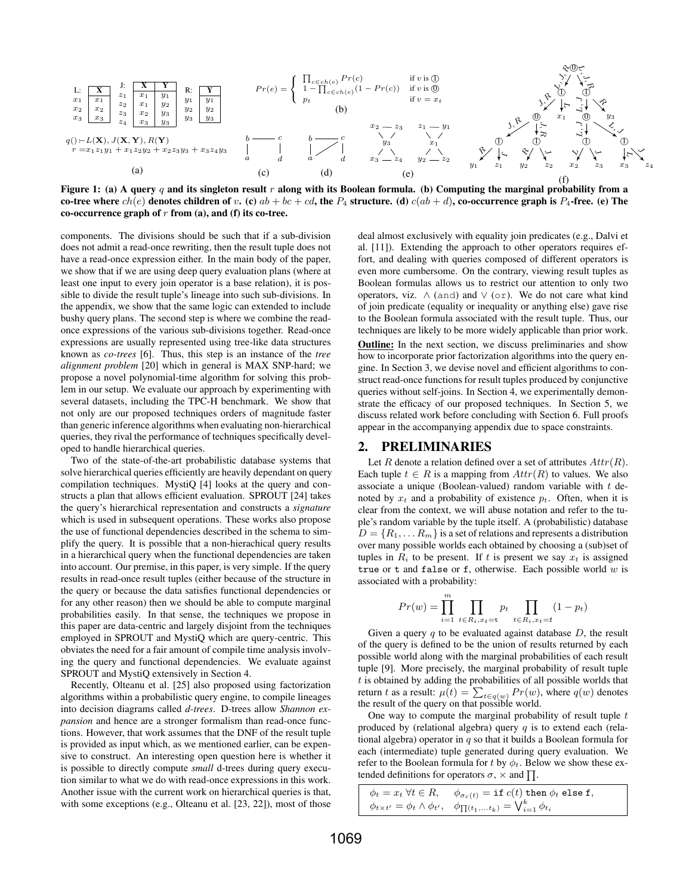L: 

| X |
|---|
| $x_1$ |
| $x_2$ |
| $x_3$ |

J:

| X | Y |
|---|---|
| $x_1$ | $y_1$ |
| $x_1$ | $y_2$ |
| $x_2$ | $y_3$ |
| $x_3$ | $y_3$ |

R:

| Y |
|---|
| $y_1$ |
| $y_2$ |
| $y_3$ |

$q() \coloneq L(\mathbf{X}), J(\mathbf{X}, \mathbf{Y}), R(\mathbf{Y})$

$r = x_1 z_1 y_1 + x_1 z_2 y_2 + x_2 z_3 y_3 + x_3 z_4 y_3$

(a)

$$Pr(e) = \begin{cases} \prod_{c \in ch(e)} Pr(c) & \text{if } v \text{ is } ① \\ 1 - \prod_{c \in ch(e)} (1 - Pr(c)) & \text{if } v \text{ is } ⓪ \\ p_t & \text{if } v = x_t \end{cases}$$

(b)

**Figure 1: (a) A query $q$ and its singleton result $r$ along with its Boolean formula. (b) Computing the marginal probability from a co-tree where $ch(e)$ denotes children of $v$. (c) $ab + bc + cd$, the $P_4$ structure. (d) $c(ab + d)$, co-occurrence graph is $P_4$-free. (e) The co-occurrence graph of $r$ from (a), and (f) its co-tree.**

components. The divisions should be such that if a sub-division does not admit a read-once rewriting, then the result tuple does not have a read-once expression either. In the main body of the paper, we show that if we are using deep query evaluation plans (where at least one input to every join operator is a base relation), it is possible to divide the result tuple's lineage into such sub-divisions. In the appendix, we show that the same logic can extended to include bushy query plans. The second step is where we combine the read-once expressions of the various sub-divisions together. Read-once expressions are usually represented using tree-like data structures known as *co-trees* [6]. Thus, this step is an instance of the *tree alignment problem* [20] which in general is MAX SNP-hard; we propose a novel polynomial-time algorithm for solving this problem in our setup. We evaluate our approach by experimenting with several datasets, including the TPC-H benchmark. We show that not only are our proposed techniques orders of magnitude faster than generic inference algorithms when evaluating non-hierarchical queries, they rival the performance of techniques specifically developed to handle hierarchical queries.

Two of the state-of-the-art probabilistic database systems that solve hierarchical queries efficiently are heavily dependant on query compilation techniques. MystiQ [4] looks at the query and constructs a plan that allows efficient evaluation. SPROUT [24] takes the query's hierarchical representation and constructs a *signature* which is used in subsequent operations. These works also propose the use of functional dependencies described in the schema to simplify the query. It is possible that a non-hierachical query results in a hierarchical query when the functional dependencies are taken into account. Our premise, in this paper, is very simple. If the query results in read-once result tuples (either because of the structure in the query or because the data satisfies functional dependencies or for any other reason) then we should be able to compute marginal probabilities easily. In that sense, the techniques we propose in this paper are data-centric and largely disjoint from the techniques employed in SPROUT and MystiQ which are query-centric. This obviates the need for a fair amount of compile time analysis involving the query and functional dependencies. We evaluate against SPROUT and MystiQ extensively in Section 4.

Recently, Olteanu et al. [25] also proposed using factorization algorithms within a probabilistic query engine, to compile lineages into decision diagrams called *d-trees*. D-trees allow *Shannon expansion* and hence are a stronger formalism than read-once functions. However, that work assumes that the DNF of the result tuple is provided as input which, as we mentioned earlier, can be expensive to construct. An interesting open question here is whether it is possible to directly compute *small* d-trees during query execution similar to what we do with read-once expressions in this work. Another issue with the current work on hierarchical queries is that, with some exceptions (e.g., Olteanu et al. [23, 22]), most of those deal almost exclusively with equality join predicates (e.g., Dalvi et al. [11]). Extending the approach to other operators requires effort, and dealing with queries composed of different operators is even more cumbersome. On the contrary, viewing result tuples as Boolean formulas allows us to restrict our attention to only two operators, viz. $\wedge$ (and) and $\vee$ (or). We do not care what kind of join predicate (equality or inequality or anything else) gave rise to the Boolean formula associated with the result tuple. Thus, our techniques are likely to be more widely applicable than prior work.

**Outline:** In the next section, we discuss preliminaries and show how to incorporate prior factorization algorithms into the query engine. In Section 3, we devise novel and efficient algorithms to construct read-once functions for result tuples produced by conjunctive queries without self-joins. In Section 4, we experimentally demonstrate the efficacy of our proposed techniques. In Section 5, we discuss related work before concluding with Section 6. Full proofs appear in the accompanying appendix due to space constraints.

## 2. PRELIMINARIES

Let $R$ denote a relation defined over a set of attributes $Attr(R)$. Each tuple $t \in R$ is a mapping from $Attr(R)$ to values. We also associate a unique (Boolean-valued) random variable with $t$ denoted by $x_t$ and a probability of existence $p_t$. Often, when it is clear from the context, we will abuse notation and refer to the tuple's random variable by the tuple itself. A (probabilistic) database $D = \{R_1, \ldots R_m\}$ is a set of relations and represents a distribution over many possible worlds each obtained by choosing a (sub)set of tuples in $R_i$ to be present. If $t$ is present we say $x_t$ is assigned true or t and false or f, otherwise. Each possible world $w$ is associated with a probability:

$$Pr(w) = \prod_{i=1}^{m} \prod_{t \in R_i, x_t = \mathtt{t}} p_t \prod_{t \in R_i, x_t = \mathtt{f}} (1 - p_t)$$

Given a query $q$ to be evaluated against database $D$, the result of the query is defined to be the union of results returned by each possible world along with the marginal probabilities of each result tuple [9]. More precisely, the marginal probability of result tuple $t$ is obtained by adding the probabilities of all possible worlds that return $t$ as a result: $\mu(t) = \sum_{t \in q(w)} Pr(w)$, where $q(w)$ denotes the result of the query on that possible world.

One way to compute the marginal probability of result tuple $t$ produced by (relational algebra) query $q$ is to extend each (relational algebra) operator in $q$ so that it builds a Boolean formula for each (intermediate) tuple generated during query evaluation. We refer to the Boolean formula for $t$ by $\phi_t$. Below we show these extended definitions for operators $\sigma$, $\times$ and $\prod$.

$$\phi_t = x_t \ \forall t \in R, \quad \phi_{\sigma_{c(t)}} = \texttt{if } c(t) \texttt{ then } \phi_t \texttt{ else f},$$
$$\phi_{t \times t'} = \phi_t \wedge \phi_{t'}, \quad \phi_{\prod(t_1, \ldots t_k)} = \bigvee_{i=1}^{k} \phi_{t_i}$$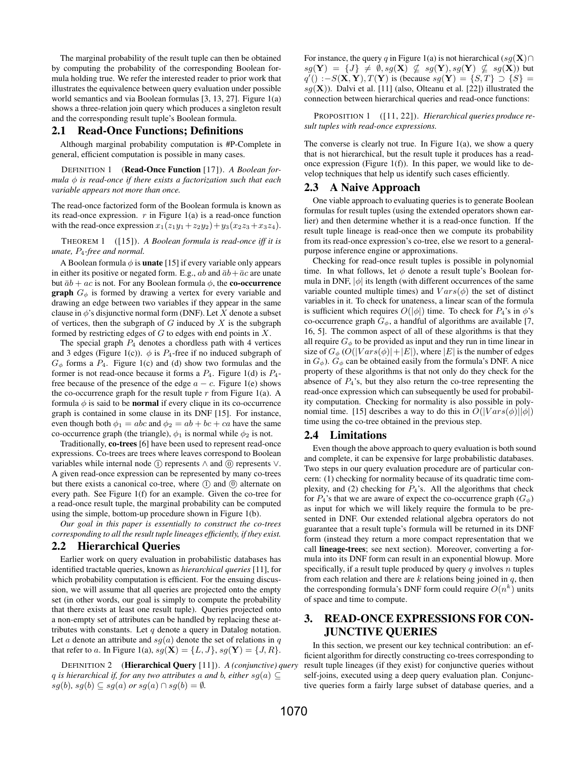The marginal probability of the result tuple can then be obtained by computing the probability of the corresponding Boolean formula holding true. We refer the interested reader to prior work that illustrates the equivalence between query evaluation under possible world semantics and via Boolean formulas [3, 13, 27]. Figure 1(a) shows a three-relation join query which produces a singleton result and the corresponding result tuple's Boolean formula.

## 2.1 Read-Once Functions; Definitions

Although marginal probability computation is #P-Complete in general, efficient computation is possible in many cases.

DEFINITION 1 (**Read-Once Function** [17]). *A Boolean formula $\phi$ is read-once if there exists a factorization such that each variable appears not more than once.*

The read-once factorized form of the Boolean formula is known as its read-once expression. $r$ in Figure 1(a) is a read-once function with the read-once expression $x_1(z_1y_1+z_2y_2)+y_3(x_2z_3+x_3z_4)$.

THEOREM 1 ([15]). *A Boolean formula is read-once iff it is unate, $P_4$-free and normal.*

A Boolean formula $\phi$ is **unate** [15] if every variable only appears in either its positive or negated form. E.g., $ab$ and $\bar{a}b+\bar{a}c$ are unate but $\bar{a}b+ac$ is not. For any Boolean formula $\phi$, the **co-occurrence graph** $G_\phi$ is formed by drawing a vertex for every variable and drawing an edge between two variables if they appear in the same clause in $\phi$'s disjunctive normal form (DNF). Let $X$ denote a subset of vertices, then the subgraph of $G$ induced by $X$ is the subgraph formed by restricting edges of $G$ to edges with end points in $X$.

The special graph $P_4$ denotes a chordless path with 4 vertices and 3 edges (Figure 1(c)). $\phi$ is $P_4$-free if no induced subgraph of $G_\phi$ forms a $P_4$. Figure 1(c) and (d) show two formulas and the former is not read-once because it forms a $P_4$. Figure 1(d) is $P_4$-free because of the presence of the edge $a-c$. Figure 1(e) shows the co-occurrence graph for the result tuple $r$ from Figure 1(a). A formula $\phi$ is said to be **normal** if every clique in its co-occurrence graph is contained in some clause in its DNF [15]. For instance, even though both $\phi_1 = abc$ and $\phi_2 = ab+bc+ca$ have the same co-occurrence graph (the triangle), $\phi_1$ is normal while $\phi_2$ is not.

Traditionally, **co-trees** [6] have been used to represent read-once expressions. Co-trees are trees where leaves correspond to Boolean variables while internal node ① represents $\wedge$ and ⓪ represents $\vee$. A given read-once expression can be represented by many co-trees but there exists a canonical co-tree, where ① and ⓪ alternate on every path. See Figure 1(f) for an example. Given the co-tree for a read-once result tuple, the marginal probability can be computed using the simple, bottom-up procedure shown in Figure 1(b).

*Our goal in this paper is essentially to construct the co-trees corresponding to all the result tuple lineages efficiently, if they exist.*

## 2.2 Hierarchical Queries

Earlier work on query evaluation in probabilistic databases has identified tractable queries, known as *hierarchical queries* [11], for which probability computation is efficient. For the ensuing discussion, we will assume that all queries are projected onto the empty set (in other words, our goal is simply to compute the probability that there exists at least one result tuple). Queries projected onto a non-empty set of attributes can be handled by replacing these attributes with constants. Let $q$ denote a query in Datalog notation. Let $a$ denote an attribute and $sg(a)$ denote the set of relations in $q$ that refer to $a$. In Figure 1(a), $sg(\mathbf{X}) = \{L, J\}, sg(\mathbf{Y}) = \{J, R\}$.

DEFINITION 2 (**Hierarchical Query** [11]). *A (conjunctive) query $q$ is hierarchical if, for any two attributes $a$ and $b$, either $sg(a) \subseteq sg(b)$, $sg(b) \subseteq sg(a)$ or $sg(a) \cap sg(b) = \emptyset$.*

For instance, the query $q$ in Figure 1(a) is not hierarchical ($sg(\mathbf{X}) \cap sg(\mathbf{Y}) = \{J\} \neq \emptyset, sg(\mathbf{X}) \not\subseteq sg(\mathbf{Y}), sg(\mathbf{Y}) \not\subseteq sg(\mathbf{X})$) but $q'() :- S(\mathbf{X}, \mathbf{Y}), T(\mathbf{Y})$ is (because $sg(\mathbf{Y}) = \{S, T\} \supset \{S\} = sg(\mathbf{X})$). Dalvi et al. [11] (also, Olteanu et al. [22]) illustrated the connection between hierarchical queries and read-once functions:

PROPOSITION 1 ([11, 22]). *Hierarchical queries produce result tuples with read-once expressions.*

The converse is clearly not true. In Figure 1(a), we show a query that is not hierarchical, but the result tuple it produces has a read-once expression (Figure 1(f)). In this paper, we would like to develop techniques that help us identify such cases efficiently.

## 2.3 A Naive Approach

One viable approach to evaluating queries is to generate Boolean formulas for result tuples (using the extended operators shown earlier) and then determine whether it is a read-once function. If the result tuple lineage is read-once then we compute its probability from its read-once expression's co-tree, else we resort to a general-purpose inference engine or approximations.

Checking for read-once result tuples is possible in polynomial time. In what follows, let $\phi$ denote a result tuple's Boolean formula in DNF, $|\phi|$ its length (with different occurrences of the same variable counted multiple times) and $Vars(\phi)$ the set of distinct variables in it. To check for unateness, a linear scan of the formula is sufficient which requires $O(|\phi|)$ time. To check for $P_4$'s in $\phi$'s co-occurrence graph $G_\phi$, a handful of algorithms are available [7, 16, 5]. The common aspect of all of these algorithms is that they all require $G_\phi$ to be provided as input and they run in time linear in size of $G_\phi$ ($O(|Vars(\phi)|+|E|)$, where $|E|$ is the number of edges in $G_\phi$). $G_\phi$ can be obtained easily from the formula's DNF. A nice property of these algorithms is that not only do they check for the absence of $P_4$'s, but they also return the co-tree representing the read-once expression which can subsequently be used for probability computation. Checking for normality is also possible in polynomial time. [15] describes a way to do this in $O(|Vars(\phi)||\phi|)$ time using the co-tree obtained in the previous step.

## 2.4 Limitations

Even though the above approach to query evaluation is both sound and complete, it can be expensive for large probabilistic databases. Two steps in our query evaluation procedure are of particular concern: (1) checking for normality because of its quadratic time complexity, and (2) checking for $P_4$'s. All the algorithms that check for $P_4$'s that we are aware of expect the co-occurrence graph ($G_\phi$) as input for which we will likely require the formula to be presented in DNF. Our extended relational algebra operators do not guarantee that a result tuple's formula will be returned in its DNF form (instead they return a more compact representation that we call **lineage-trees**; see next section). Moreover, converting a formula into its DNF form can result in an exponential blowup. More specifically, if a result tuple produced by query $q$ involves $n$ tuples from each relation and there are $k$ relations being joined in $q$, then the corresponding formula's DNF form could require $O(n^k)$ units of space and time to compute.

# 3. READ-ONCE EXPRESSIONS FOR CONJUNCTIVE QUERIES

In this section, we present our key technical contribution: an efficient algorithm for directly constructing co-trees corresponding to result tuple lineages (if they exist) for conjunctive queries without self-joins, executed using a deep query evaluation plan. Conjunctive queries form a fairly large subset of database queries, and a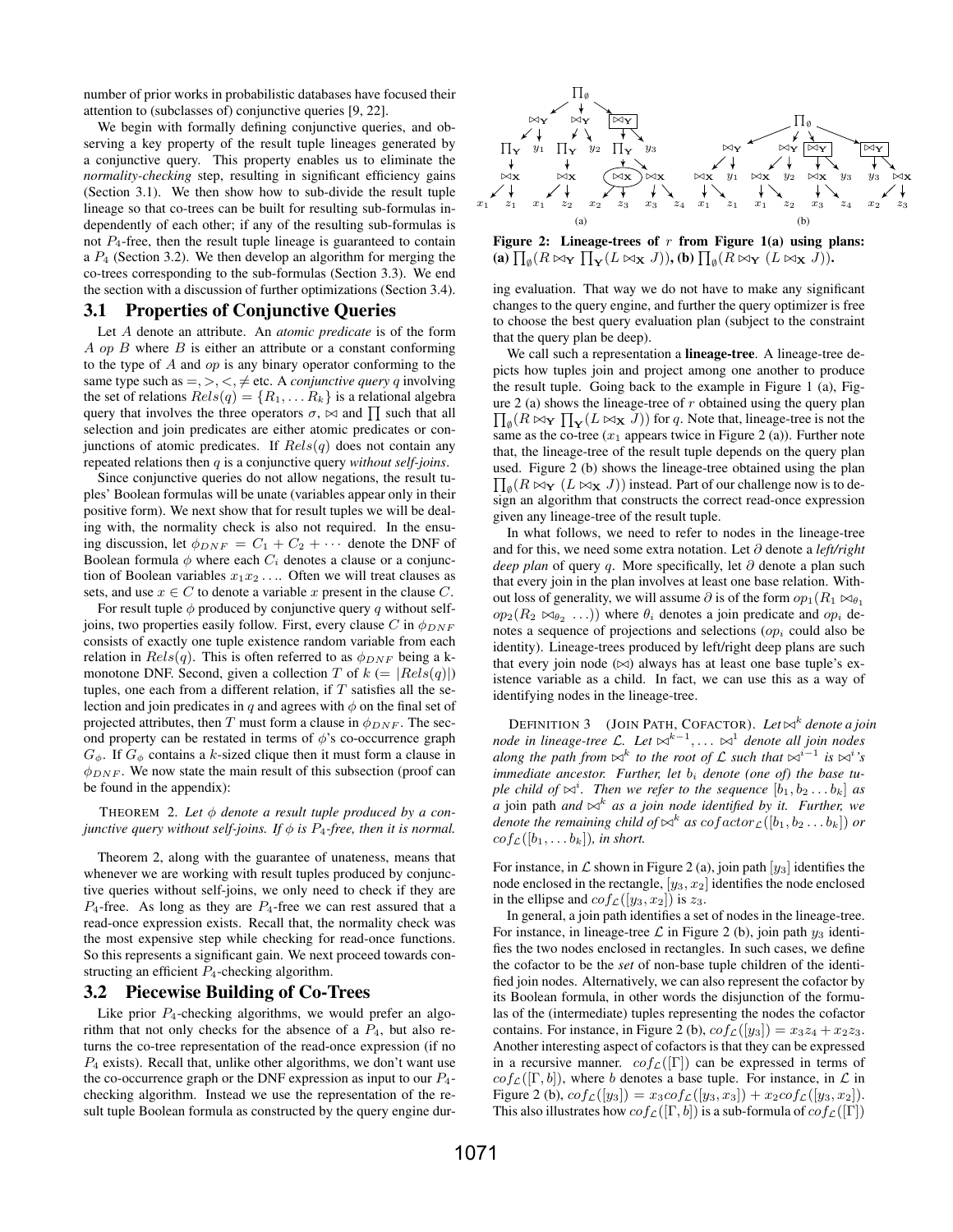number of prior works in probabilistic databases have focused their attention to (subclasses of) conjunctive queries [9, 22].

We begin with formally defining conjunctive queries, and observing a key property of the result tuple lineages generated by a conjunctive query. This property enables us to eliminate the *normality-checking* step, resulting in significant efficiency gains (Section 3.1). We then show how to sub-divide the result tuple lineage so that co-trees can be built for resulting sub-formulas independently of each other; if any of the resulting sub-formulas is not $P_4$-free, then the result tuple lineage is guaranteed to contain a $P_4$ (Section 3.2). We then develop an algorithm for merging the co-trees corresponding to the sub-formulas (Section 3.3). We end the section with a discussion of further optimizations (Section 3.4).

## 3.1 Properties of Conjunctive Queries

Let $A$ denote an attribute. An *atomic predicate* is of the form $A$ $op$ $B$ where $B$ is either an attribute or a constant conforming to the type of $A$ and $op$ is any binary operator conforming to the same type such as $=, >, <, \neq$ etc. A *conjunctive query* $q$ involving the set of relations $Rels(q) = \{R_1, \ldots R_k\}$ is a relational algebra query that involves the three operators $\sigma$, $\bowtie$ and $\prod$ such that all selection and join predicates are either atomic predicates or conjunctions of atomic predicates. If $Rels(q)$ does not contain any repeated relations then $q$ is a conjunctive query *without self-joins*.

Since conjunctive queries do not allow negations, the result tuples' Boolean formulas will be unate (variables appear only in their positive form). We next show that for result tuples we will be dealing with, the normality check is also not required. In the ensuing discussion, let $\phi_{DNF} = C_1 + C_2 + \cdots$ denote the DNF of Boolean formula $\phi$ where each $C_i$ denotes a clause or a conjunction of Boolean variables $x_1 x_2 \ldots$. Often we will treat clauses as sets, and use $x \in C$ to denote a variable $x$ present in the clause $C$.

For result tuple $\phi$ produced by conjunctive query $q$ without self-joins, two properties easily follow. First, every clause $C$ in $\phi_{DNF}$ consists of exactly one tuple existence random variable from each relation in $Rels(q)$. This is often referred to as $\phi_{DNF}$ being a k-monotone DNF. Second, given a collection $T$ of $k$ $(= |Rels(q)|)$ tuples, one each from a different relation, if $T$ satisfies all the selection and join predicates in $q$ and agrees with $\phi$ on the final set of projected attributes, then $T$ must form a clause in $\phi_{DNF}$. The second property can be restated in terms of $\phi$'s co-occurrence graph $G_\phi$. If $G_\phi$ contains a $k$-sized clique then it must form a clause in $\phi_{DNF}$. We now state the main result of this subsection (proof can be found in the appendix):

THEOREM 2. *Let $\phi$ denote a result tuple produced by a conjunctive query without self-joins. If $\phi$ is $P_4$-free, then it is normal.*

Theorem 2, along with the guarantee of unateness, means that whenever we are working with result tuples produced by conjunctive queries without self-joins, we only need to check if they are $P_4$-free. As long as they are $P_4$-free we can rest assured that a read-once expression exists. Recall that, the normality check was the most expensive step while checking for read-once functions. So this represents a significant gain. We next proceed towards constructing an efficient $P_4$-checking algorithm.

## 3.2 Piecewise Building of Co-Trees

Like prior $P_4$-checking algorithms, we would prefer an algorithm that not only checks for the absence of a $P_4$, but also returns the co-tree representation of the read-once expression (if no $P_4$ exists). Recall that, unlike other algorithms, we don't want use the co-occurrence graph or the DNF expression as input to our $P_4$-checking algorithm. Instead we use the representation of the result tuple Boolean formula as constructed by the query engine during evaluation. That way we do not have to make any significant changes to the query engine, and further the query optimizer is free to choose the best query evaluation plan (subject to the constraint that the query plan be deep).

**Figure 2: Lineage-trees of $r$ from Figure 1(a) using plans: (a) $\prod_\emptyset(R \bowtie_{\mathbf{Y}} \prod_{\mathbf{Y}}(L \bowtie_{\mathbf{X}} J))$, (b) $\prod_\emptyset(R \bowtie_{\mathbf{Y}} (L \bowtie_{\mathbf{X}} J))$.**

We call such a representation a **lineage-tree**. A lineage-tree depicts how tuples join and project among one another to produce the result tuple. Going back to the example in Figure 1 (a), Figure 2 (a) shows the lineage-tree of $r$ obtained using the query plan $\prod_\emptyset(R \bowtie_{\mathbf{Y}} \prod_{\mathbf{Y}}(L \bowtie_{\mathbf{X}} J))$ for $q$. Note that, lineage-tree is not the same as the co-tree ($x_1$ appears twice in Figure 2 (a)). Further note that, the lineage-tree of the result tuple depends on the query plan used. Figure 2 (b) shows the lineage-tree obtained using the plan $\prod_\emptyset(R \bowtie_{\mathbf{Y}} (L \bowtie_{\mathbf{X}} J))$ instead. Part of our challenge now is to design an algorithm that constructs the correct read-once expression given any lineage-tree of the result tuple.

In what follows, we need to refer to nodes in the lineage-tree and for this, we need some extra notation. Let $\partial$ denote a *left/right deep plan* of query $q$. More specifically, let $\partial$ denote a plan such that every join in the plan involves at least one base relation. Without loss of generality, we will assume $\partial$ is of the form $op_1(R_1 \bowtie_{\theta_1} op_2(R_2 \bowtie_{\theta_2} \ldots))$ where $\theta_i$ denotes a join predicate and $op_i$ denotes a sequence of projections and selections ($op_i$ could also be identity). Lineage-trees produced by left/right deep plans are such that every join node ($\bowtie$) always has at least one base tuple's existence variable as a child. In fact, we can use this as a way of identifying nodes in the lineage-tree.

DEFINITION 3 (JOIN PATH, COFACTOR). *Let $\bowtie^k$ denote a join node in lineage-tree $\mathcal{L}$. Let $\bowtie^{k-1}, \ldots \bowtie^1$ denote all join nodes along the path from $\bowtie^k$ to the root of $\mathcal{L}$ such that $\bowtie^{i-1}$ is $\bowtie^i$'s immediate ancestor. Further, let $b_i$ denote (one of) the base tuple child of $\bowtie^i$. Then we refer to the sequence $[b_1, b_2 \ldots b_k]$ as a* join path *and $\bowtie^k$ as a join node identified by it. Further, we denote the remaining child of $\bowtie^k$ as $cofactor_{\mathcal{L}}([b_1, b_2 \ldots b_k])$ or $cof_{\mathcal{L}}([b_1, \ldots b_k])$, in short.*

For instance, in $\mathcal{L}$ shown in Figure 2 (a), join path $[y_3]$ identifies the node enclosed in the rectangle, $[y_3, x_2]$ identifies the node enclosed in the ellipse and $cof_{\mathcal{L}}([y_3, x_2])$ is $z_3$.

In general, a join path identifies a set of nodes in the lineage-tree. For instance, in lineage-tree $\mathcal{L}$ in Figure 2 (b), join path $y_3$ identifies the two nodes enclosed in rectangles. In such cases, we define the cofactor to be the *set* of non-base tuple children of the identified join nodes. Alternatively, we can also represent the cofactor by its Boolean formula, in other words the disjunction of the formulas of the (intermediate) tuples representing the nodes the cofactor contains. For instance, in Figure 2 (b), $cof_{\mathcal{L}}([y_3]) = x_3 z_4 + x_2 z_3$. Another interesting aspect of cofactors is that they can be expressed in a recursive manner. $cof_{\mathcal{L}}([\Gamma])$ can be expressed in terms of $cof_{\mathcal{L}}([\Gamma, b])$, where $b$ denotes a base tuple. For instance, in $\mathcal{L}$ in Figure 2 (b), $cof_{\mathcal{L}}([y_3]) = x_3 cof_{\mathcal{L}}([y_3, x_3]) + x_2 cof_{\mathcal{L}}([y_3, x_2])$. This also illustrates how $cof_{\mathcal{L}}([\Gamma, b])$ is a sub-formula of $cof_{\mathcal{L}}([\Gamma])$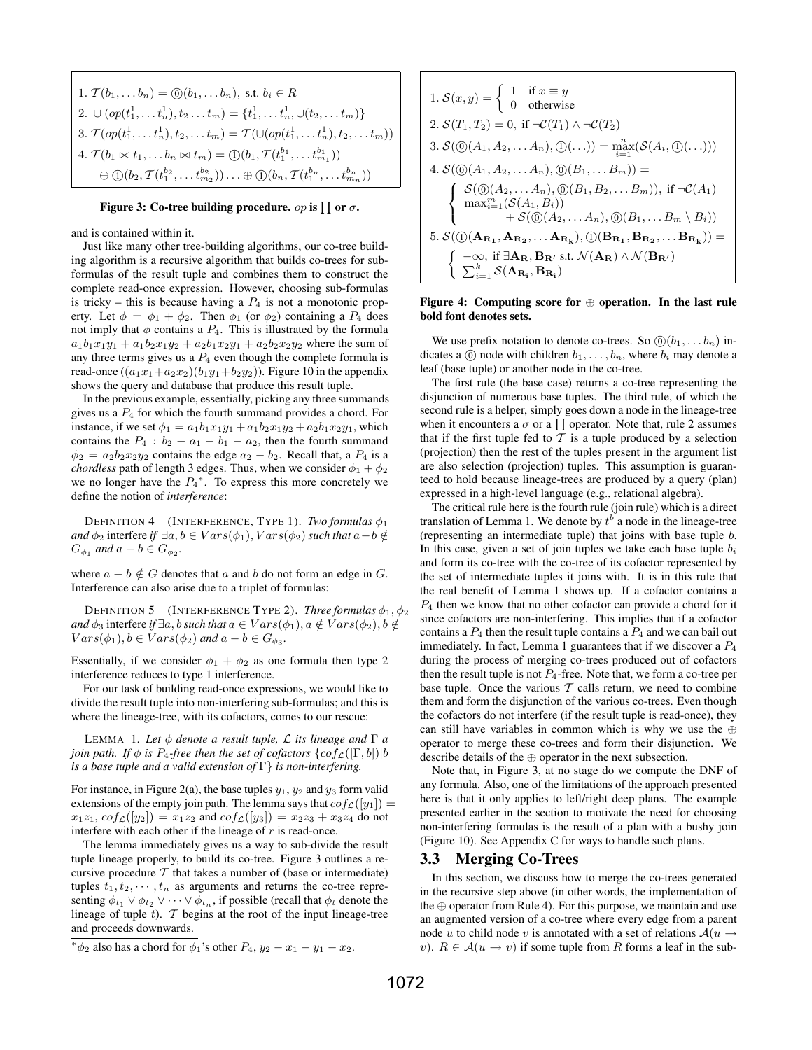$$
\begin{aligned}
&1.\ \mathcal{T}(b_1, \ldots b_n) = ⓪(b_1, \ldots b_n),\ \text{s.t. } b_i \in R\\
&2.\ \cup(op(t_1^1, \ldots t_n^1), t_2 \ldots t_m) = \{t_1^1, \ldots t_n^1, \cup(t_2, \ldots t_m)\}\\
&3.\ \mathcal{T}(op(t_1^1, \ldots t_n^1), t_2, \ldots t_m) = \mathcal{T}(\cup(op(t_1^1, \ldots t_n^1), t_2, \ldots t_m))\\
&4.\ \mathcal{T}(b_1 \bowtie t_1, \ldots b_n \bowtie t_m) = ①(b_1, \mathcal{T}(t_1^{b_1}, \ldots t_{m_1}^{b_1}))\\
&\quad \oplus ①(b_2, \mathcal{T}(t_1^{b_2}, \ldots t_{m_2}^{b_2})) \ldots \oplus ①(b_n, \mathcal{T}(t_1^{b_n}, \ldots t_{m_n}^{b_n}))
\end{aligned}
$$

**Figure 3: Co-tree building procedure. $op$ is $\prod$ or $\sigma$.**

$$
\begin{aligned}
&1.\ \mathcal{S}(x, y) = \begin{cases} 1 & \text{if } x \equiv y \\ 0 & \text{otherwise} \end{cases}\\
&2.\ \mathcal{S}(T_1, T_2) = 0,\ \text{if } \neg\mathcal{C}(T_1) \wedge \neg\mathcal{C}(T_2)\\
&3.\ \mathcal{S}(⓪(A_1, A_2, \ldots A_n), ①(\ldots)) = \max_{i=1}^{n}(\mathcal{S}(A_i, ①(\ldots)))\\
&4.\ \mathcal{S}(⓪(A_1, A_2, \ldots A_n), ⓪(B_1, \ldots B_m)) =\\
&\quad \begin{cases} \mathcal{S}(⓪(A_2, \ldots A_n), ⓪(B_1, B_2, \ldots B_m)),\ \text{if } \neg\mathcal{C}(A_1) \\ \max_{i=1}^{m}(\mathcal{S}(A_1, B_i)) \\ \qquad + \mathcal{S}(⓪(A_2, \ldots A_n), ⓪(B_1, \ldots B_m \setminus B_i)) \end{cases}\\
&5.\ \mathcal{S}(①(\mathbf{A_{R_1}}, \mathbf{A_{R_2}}, \ldots \mathbf{A_{R_k}}), ①(\mathbf{B_{R_1}}, \mathbf{B_{R_2}}, \ldots \mathbf{B_{R_k}})) =\\
&\quad \begin{cases} -\infty,\ \text{if } \exists \mathbf{A_R}, \mathbf{B_{R'}} \text{ s.t. } \mathcal{N}(\mathbf{A_R}) \wedge \mathcal{N}(\mathbf{B_{R'}}) \\ \sum_{i=1}^{k} \mathcal{S}(\mathbf{A_{R_i}}, \mathbf{B_{R_i}}) \end{cases}
\end{aligned}
$$

**Figure 4: Computing score for $\oplus$ operation. In the last rule bold font denotes sets.**

and is contained within it.

Just like many other tree-building algorithms, our co-tree building algorithm is a recursive algorithm that builds co-trees for sub-formulas of the result tuple and combines them to construct the complete read-once expression. However, choosing sub-formulas is tricky – this is because having a $P_4$ is not a monotonic property. Let $\phi = \phi_1 + \phi_2$. Then $\phi_1$ (or $\phi_2$) containing a $P_4$ does not imply that $\phi$ contains a $P_4$. This is illustrated by the formula $a_1b_1x_1y_1 + a_1b_2x_1y_2 + a_2b_1x_2y_1 + a_2b_2x_2y_2$ where the sum of any three terms gives us a $P_4$ even though the complete formula is read-once ($(a_1x_1+a_2x_2)(b_1y_1+b_2y_2)$). Figure 10 in the appendix shows the query and database that produce this result tuple.

In the previous example, essentially, picking any three summands gives us a $P_4$ for which the fourth summand provides a chord. For instance, if we set $\phi_1 = a_1b_1x_1y_1 + a_1b_2x_1y_2 + a_2b_1x_2y_1$, which contains the $P_4$ : $b_2 - a_1 - b_1 - a_2$, then the fourth summand $\phi_2 = a_2b_2x_2y_2$ contains the edge $a_2 - b_2$. Recall that, a $P_4$ is a *chordless* path of length 3 edges. Thus, when we consider $\phi_1 + \phi_2$ we no longer have the $P_4$*. To express this more concretely we define the notion of *interference*:

DEFINITION 4 (INTERFERENCE, TYPE 1). *Two formulas $\phi_1$ and $\phi_2$ interfere if $\exists a, b \in Vars(\phi_1), Vars(\phi_2)$ such that $a - b \notin G_{\phi_1}$ and $a - b \in G_{\phi_2}$.*

where $a - b \notin G$ denotes that $a$ and $b$ do not form an edge in $G$. Interference can also arise due to a triplet of formulas:

DEFINITION 5 (INTERFERENCE TYPE 2). *Three formulas $\phi_1, \phi_2$ and $\phi_3$ interfere if $\exists a, b$ such that $a \in Vars(\phi_1), a \notin Vars(\phi_2), b \notin Vars(\phi_1), b \in Vars(\phi_2)$ and $a - b \in G_{\phi_3}$.*

Essentially, if we consider $\phi_1 + \phi_2$ as one formula then type 2 interference reduces to type 1 interference.

For our task of building read-once expressions, we would like to divide the result tuple into non-interfering sub-formulas; and this is where the lineage-tree, with its cofactors, comes to our rescue:

LEMMA 1. *Let $\phi$ denote a result tuple, $\mathcal{L}$ its lineage and $\Gamma$ a join path. If $\phi$ is $P_4$-free then the set of cofactors $\{cof_{\mathcal{L}}([\Gamma, b])|b$ is a base tuple and a valid extension of $\Gamma\}$ is non-interfering.*

For instance, in Figure 2(a), the base tuples $y_1$, $y_2$ and $y_3$ form valid extensions of the empty join path. The lemma says that $cof_{\mathcal{L}}([y_1]) = x_1z_1$, $cof_{\mathcal{L}}([y_2]) = x_1z_2$ and $cof_{\mathcal{L}}([y_3]) = x_2z_3 + x_3z_4$ do not interfere with each other if the lineage of $r$ is read-once.

The lemma immediately gives us a way to sub-divide the result tuple lineage properly, to build its co-tree. Figure 3 outlines a recursive procedure $\mathcal{T}$ that takes a number of (base or intermediate) tuples $t_1, t_2, \cdots, t_n$ as arguments and returns the co-tree representing $\phi_{t_1} \vee \phi_{t_2} \vee \cdots \vee \phi_{t_n}$, if possible (recall that $\phi_t$ denote the lineage of tuple $t$). $\mathcal{T}$ begins at the root of the input lineage-tree and proceeds downwards.

*$\phi_2$ also has a chord for $\phi_1$'s other $P_4$, $y_2 - x_1 - y_1 - x_2$.

We use prefix notation to denote co-trees. So $⓪(b_1, \ldots b_n)$ indicates a ⓪ node with children $b_1, \ldots, b_n$, where $b_i$ may denote a leaf (base tuple) or another node in the co-tree.

The first rule (the base case) returns a co-tree representing the disjunction of numerous base tuples. The third rule, of which the second rule is a helper, simply goes down a node in the lineage-tree when it encounters a $\sigma$ or a $\prod$ operator. Note that, rule 2 assumes that if the first tuple fed to $\mathcal{T}$ is a tuple produced by a selection (projection) then the rest of the tuples present in the argument list are also selection (projection) tuples. This assumption is guaranteed to hold because lineage-trees are produced by a query (plan) expressed in a high-level language (e.g., relational algebra).

The critical rule here is the fourth rule (join rule) which is a direct translation of Lemma 1. We denote by $t^b$ a node in the lineage-tree (representing an intermediate tuple) that joins with base tuple $b$. In this case, given a set of join tuples we take each base tuple $b_i$ and form its co-tree with the co-tree of its cofactor represented by the set of intermediate tuples it joins with. It is in this rule that the real benefit of Lemma 1 shows up. If a cofactor contains a $P_4$ then we know that no other cofactor can provide a chord for it since cofactors are non-interfering. This implies that if a cofactor contains a $P_4$ then the result tuple contains a $P_4$ and we can bail out immediately. In fact, Lemma 1 guarantees that if we discover a $P_4$ during the process of merging co-trees produced out of cofactors then the result tuple is not $P_4$-free. Note that, we form a co-tree per base tuple. Once the various $\mathcal{T}$ calls return, we need to combine them and form the disjunction of the various co-trees. Even though the cofactors do not interfere (if the result tuple is read-once), they can still have variables in common which is why we use the $\oplus$ operator to merge these co-trees and form their disjunction. We describe details of the $\oplus$ operator in the next subsection.

Note that, in Figure 3, at no stage do we compute the DNF of any formula. Also, one of the limitations of the approach presented here is that it only applies to left/right deep plans. The example presented earlier in the section to motivate the need for choosing non-interfering formulas is the result of a plan with a bushy join (Figure 10). See Appendix C for ways to handle such plans.

### 3.3 Merging Co-Trees

In this section, we discuss how to merge the co-trees generated in the recursive step above (in other words, the implementation of the $\oplus$ operator from Rule 4). For this purpose, we maintain and use an augmented version of a co-tree where every edge from a parent node $u$ to child node $v$ is annotated with a set of relations $\mathcal{A}(u \rightarrow v)$. $R \in \mathcal{A}(u \rightarrow v)$ if some tuple from $R$ forms a leaf in the sub-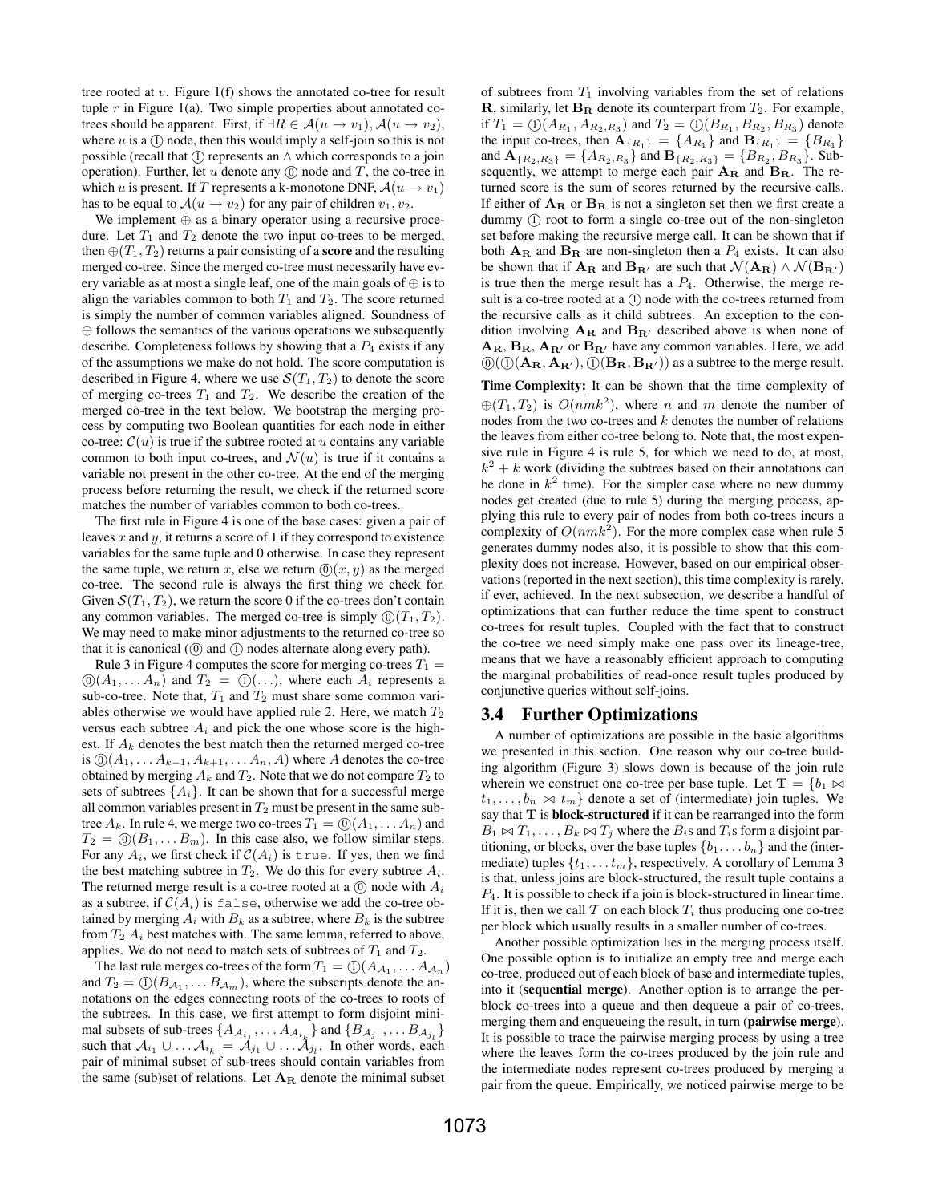tree rooted at $v$. Figure 1(f) shows the annotated co-tree for result tuple $r$ in Figure 1(a). Two simple properties about annotated co-trees should be apparent. First, if $\exists R \in \mathcal{A}(u \to v_1), \mathcal{A}(u \to v_2)$, where $u$ is a ① node, then this would imply a self-join so this is not possible (recall that ① represents an $\wedge$ which corresponds to a join operation). Further, let $u$ denote any ⓪ node and $T$, the co-tree in which $u$ is present. If $T$ represents a k-monotone DNF, $\mathcal{A}(u \to v_1)$ has to be equal to $\mathcal{A}(u \to v_2)$ for any pair of children $v_1, v_2$.

We implement $\oplus$ as a binary operator using a recursive procedure. Let $T_1$ and $T_2$ denote the two input co-trees to be merged, then $\oplus(T_1, T_2)$ returns a pair consisting of a **score** and the resulting merged co-tree. Since the merged co-tree must necessarily have every variable as at most a single leaf, one of the main goals of $\oplus$ is to align the variables common to both $T_1$ and $T_2$. The score returned is simply the number of common variables aligned. Soundness of $\oplus$ follows the semantics of the various operations we subsequently describe. Completeness follows by showing that a $P_4$ exists if any of the assumptions we make do not hold. The score computation is described in Figure 4, where we use $\mathcal{S}(T_1, T_2)$ to denote the score of merging co-trees $T_1$ and $T_2$. We describe the creation of the merged co-tree in the text below. We bootstrap the merging process by computing two Boolean quantities for each node in either co-tree: $\mathcal{C}(u)$ is true if the subtree rooted at $u$ contains any variable common to both input co-trees, and $\mathcal{N}(u)$ is true if it contains a variable not present in the other co-tree. At the end of the merging process before returning the result, we check if the returned score matches the number of variables common to both co-trees.

The first rule in Figure 4 is one of the base cases: given a pair of leaves $x$ and $y$, it returns a score of 1 if they correspond to existence variables for the same tuple and 0 otherwise. In case they represent the same tuple, we return $x$, else we return ⓪$(x, y)$ as the merged co-tree. The second rule is always the first thing we check for. Given $\mathcal{S}(T_1, T_2)$, we return the score 0 if the co-trees don't contain any common variables. The merged co-tree is simply ⓪$(T_1, T_2)$. We may need to make minor adjustments to the returned co-tree so that it is canonical (⓪ and ① nodes alternate along every path).

Rule 3 in Figure 4 computes the score for merging co-trees $T_1 =$ ⓪$(A_1, \ldots A_n)$ and $T_2 =$ ①$(\ldots)$, where each $A_i$ represents a sub-co-tree. Note that, $T_1$ and $T_2$ must share some common variables otherwise we would have applied rule 2. Here, we match $T_2$ versus each subtree $A_i$ and pick the one whose score is the highest. If $A_k$ denotes the best match then the returned merged co-tree is ⓪$(A_1, \ldots A_{k-1}, A_{k+1}, \ldots A_n, A)$ where $A$ denotes the co-tree obtained by merging $A_k$ and $T_2$. Note that we do not compare $T_2$ to sets of subtrees $\{A_i\}$. It can be shown that for a successful merge all common variables present in $T_2$ must be present in the same subtree $A_k$. In rule 4, we merge two co-trees $T_1 =$ ⓪$(A_1, \ldots A_n)$ and $T_2 =$ ⓪$(B_1, \ldots B_m)$. In this case also, we follow similar steps. For any $A_i$, we first check if $\mathcal{C}(A_i)$ is `true`. If yes, then we find the best matching subtree in $T_2$. We do this for every subtree $A_i$. The returned merge result is a co-tree rooted at a ⓪ node with $A_i$ as a subtree, if $\mathcal{C}(A_i)$ is `false`, otherwise we add the co-tree obtained by merging $A_i$ with $B_k$ as a subtree, where $B_k$ is the subtree from $T_2$ $A_i$ best matches with. The same lemma, referred to above, applies. We do not need to match sets of subtrees of $T_1$ and $T_2$.

The last rule merges co-trees of the form $T_1 =$ ①$(A_{\mathcal{A}_1}, \ldots A_{\mathcal{A}_n})$ and $T_2 =$ ①$(B_{\mathcal{A}_1}, \ldots B_{\mathcal{A}_m})$, where the subscripts denote the annotations on the edges connecting roots of the co-trees to roots of the subtrees. In this case, we first attempt to form disjoint minimal subsets of sub-trees $\{A_{\mathcal{A}_{i_1}}, \ldots A_{\mathcal{A}_{i_k}}\}$ and $\{B_{\mathcal{A}_{j_1}}, \ldots B_{\mathcal{A}_{j_l}}\}$ such that $\mathcal{A}_{i_1} \cup \ldots \mathcal{A}_{i_k} = \mathcal{A}_{j_1} \cup \ldots \mathcal{A}_{j_l}$. In other words, each pair of minimal subset of sub-trees should contain variables from the same (sub)set of relations. Let $\mathbf{A_R}$ denote the minimal subset of subtrees from $T_1$ involving variables from the set of relations $\mathbf{R}$, similarly, let $\mathbf{B_R}$ denote its counterpart from $T_2$. For example, if $T_1 =$ ①$(A_{R_1}, A_{R_2,R_3})$ and $T_2 =$ ①$(B_{R_1}, B_{R_2}, B_{R_3})$ denote the input co-trees, then $\mathbf{A}_{\{R_1\}} = \{A_{R_1}\}$ and $\mathbf{B}_{\{R_1\}} = \{B_{R_1}\}$ and $\mathbf{A}_{\{R_2,R_3\}} = \{A_{R_2,R_3}\}$ and $\mathbf{B}_{\{R_2,R_3\}} = \{B_{R_2}, B_{R_3}\}$. Subsequently, we attempt to merge each pair $\mathbf{A_R}$ and $\mathbf{B_R}$. The returned score is the sum of scores returned by the recursive calls. If either of $\mathbf{A_R}$ or $\mathbf{B_R}$ is not a singleton set then we first create a dummy ① root to form a single co-tree out of the non-singleton set before making the recursive merge call. It can be shown that if both $\mathbf{A_R}$ and $\mathbf{B_R}$ are non-singleton then a $P_4$ exists. It can also be shown that if $\mathbf{A_R}$ and $\mathbf{B_{R'}}$ are such that $\mathcal{N}(\mathbf{A_R}) \wedge \mathcal{N}(\mathbf{B_{R'}})$ is true then the merge result has a $P_4$. Otherwise, the merge result is a co-tree rooted at a ① node with the co-trees returned from the recursive calls as it child subtrees. An exception to the condition involving $\mathbf{A_R}$ and $\mathbf{B_{R'}}$ described above is when none of $\mathbf{A_R}, \mathbf{B_R}, \mathbf{A_{R'}}$ or $\mathbf{B_{R'}}$ have any common variables. Here, we add ⓪(①$(\mathbf{A_R}, \mathbf{A_{R'}})$, ①$(\mathbf{B_R}, \mathbf{B_{R'}})$) as a subtree to the merge result.

**Time Complexity:** It can be shown that the time complexity of $\oplus(T_1, T_2)$ is $O(nmk^2)$, where $n$ and $m$ denote the number of nodes from the two co-trees and $k$ denotes the number of relations the leaves from either co-tree belong to. Note that, the most expensive rule in Figure 4 is rule 5, for which we need to do, at most, $k^2 + k$ work (dividing the subtrees based on their annotations can be done in $k^2$ time). For the simpler case where no new dummy nodes get created (due to rule 5) during the merging process, applying this rule to every pair of nodes from both co-trees incurs a complexity of $O(nmk^2)$. For the more complex case when rule 5 generates dummy nodes also, it is possible to show that this complexity does not increase. However, based on our empirical observations (reported in the next section), this time complexity is rarely, if ever, achieved. In the next subsection, we describe a handful of optimizations that can further reduce the time spent to construct co-trees for result tuples. Coupled with the fact that to construct the co-tree we need simply make one pass over its lineage-tree, means that we have a reasonably efficient approach to computing the marginal probabilities of read-once result tuples produced by conjunctive queries without self-joins.

### 3.4 Further Optimizations

A number of optimizations are possible in the basic algorithms we presented in this section. One reason why our co-tree building algorithm (Figure 3) slows down is because of the join rule wherein we construct one co-tree per base tuple. Let $\mathbf{T} = \{b_1 \bowtie t_1, \ldots, b_n \bowtie t_m\}$ denote a set of (intermediate) join tuples. We say that $\mathbf{T}$ is **block-structured** if it can be rearranged into the form $B_1 \bowtie T_1, \ldots, B_k \bowtie T_j$ where the $B_i$s and $T_i$s form a disjoint partitioning, or blocks, over the base tuples $\{b_1, \ldots b_n\}$ and the (intermediate) tuples $\{t_1, \ldots t_m\}$, respectively. A corollary of Lemma 3 is that, unless joins are block-structured, the result tuple contains a $P_4$. It is possible to check if a join is block-structured in linear time. If it is, then we call $\mathcal{T}$ on each block $T_i$ thus producing one co-tree per block which usually results in a smaller number of co-trees.

Another possible optimization lies in the merging process itself. One possible option is to initialize an empty tree and merge each co-tree, produced out of each block of base and intermediate tuples, into it (**sequential merge**). Another option is to arrange the per-block co-trees into a queue and then dequeue a pair of co-trees, merging them and enqueueing the result, in turn (**pairwise merge**). It is possible to trace the pairwise merging process by using a tree where the leaves form the co-trees produced by the join rule and the intermediate nodes represent co-trees produced by merging a pair from the queue. Empirically, we noticed pairwise merge to be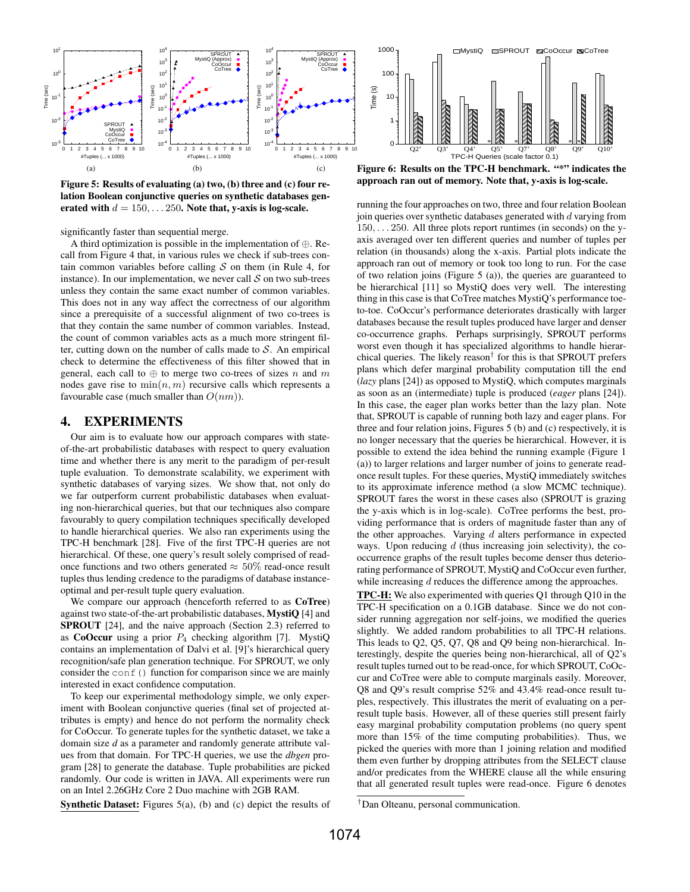Figure 5: Results of evaluating (a) two, (b) three and (c) four relation Boolean conjunctive queries on synthetic databases generated with $d = 150, \ldots 250$. Note that, y-axis is log-scale.

Figure 6: Results on the TPC-H benchmark. "*" indicates the approach ran out of memory. Note that, y-axis is log-scale.

significantly faster than sequential merge.

A third optimization is possible in the implementation of $\oplus$. Recall from Figure 4 that, in various rules we check if sub-trees contain common variables before calling $\mathcal{S}$ on them (in Rule 4, for instance). In our implementation, we never call $\mathcal{S}$ on two sub-trees unless they contain the same exact number of common variables. This does not in any way affect the correctness of our algorithm since a prerequisite of a successful alignment of two co-trees is that they contain the same number of common variables. Instead, the count of common variables acts as a much more stringent filter, cutting down on the number of calls made to $\mathcal{S}$. An empirical check to determine the effectiveness of this filter showed that in general, each call to $\oplus$ to merge two co-trees of sizes $n$ and $m$ nodes gave rise to $\min(n, m)$ recursive calls which represents a favourable case (much smaller than $O(nm)$).

## 4. EXPERIMENTS

Our aim is to evaluate how our approach compares with state-of-the-art probabilistic databases with respect to query evaluation time and whether there is any merit to the paradigm of per-result tuple evaluation. To demonstrate scalability, we experiment with synthetic databases of varying sizes. We show that, not only do we far outperform current probabilistic databases when evaluating non-hierarchical queries, but that our techniques also compare favourably to query compilation techniques specifically developed to handle hierarchical queries. We also ran experiments using the TPC-H benchmark [28]. Five of the first TPC-H queries are not hierarchical. Of these, one query's result solely comprised of read-once functions and two others generated $\approx 50\%$ read-once result tuples thus lending credence to the paradigms of database instance-optimal and per-result tuple query evaluation.

We compare our approach (henceforth referred to as **CoTree**) against two state-of-the-art probabilistic databases, **MystiQ** [4] and **SPROUT** [24], and the naive approach (Section 2.3) referred to as **CoOccur** using a prior $P_4$ checking algorithm [7]. MystiQ contains an implementation of Dalvi et al. [9]'s hierarchical query recognition/safe plan generation technique. For SPROUT, we only consider the `conf()` function for comparison since we are mainly interested in exact confidence computation.

To keep our experimental methodology simple, we only experiment with Boolean conjunctive queries (final set of projected attributes is empty) and hence do not perform the normality check for CoOccur. To generate tuples for the synthetic dataset, we take a domain size *d* as a parameter and randomly generate attribute values from that domain. For TPC-H queries, we use the *dbgen* program [28] to generate the database. Tuple probabilities are picked randomly. Our code is written in JAVA. All experiments were run on an Intel 2.26GHz Core 2 Duo machine with 2GB RAM.

**Synthetic Dataset:** Figures 5(a), (b) and (c) depict the results of running the four approaches on two, three and four relation Boolean join queries over synthetic databases generated with $d$ varying from $150, \ldots 250$. All three plots report runtimes (in seconds) on the y-axis averaged over ten different queries and number of tuples per relation (in thousands) along the x-axis. Partial plots indicate the approach ran out of memory or took too long to run. For the case of two relation joins (Figure 5 (a)), the queries are guaranteed to be hierarchical [11] so MystiQ does very well. The interesting thing in this case is that CoTree matches MystiQ's performance toe-to-toe. CoOccur's performance deteriorates drastically with larger databases because the result tuples produced have larger and denser co-occurrence graphs. Perhaps surprisingly, SPROUT performs worst even though it has specialized algorithms to handle hierarchical queries. The likely reason[†] for this is that SPROUT prefers plans which defer marginal probability computation till the end (*lazy* plans [24]) as opposed to MystiQ, which computes marginals as soon as an (intermediate) tuple is produced (*eager* plans [24]). In this case, the eager plan works better than the lazy plan. Note that, SPROUT is capable of running both lazy and eager plans. For three and four relation joins, Figures 5 (b) and (c) respectively, it is no longer necessary that the queries be hierarchical. However, it is possible to extend the idea behind the running example (Figure 1 (a)) to larger relations and larger number of joins to generate read-once result tuples. For these queries, MystiQ immediately switches to its approximate inference method (a slow MCMC technique). SPROUT fares the worst in these cases also (SPROUT is grazing the y-axis which is in log-scale). CoTree performs the best, providing performance that is orders of magnitude faster than any of the other approaches. Varying $d$ alters performance in expected ways. Upon reducing $d$ (thus increasing join selectivity), the co-occurrence graphs of the result tuples become denser thus deteriorating performance of SPROUT, MystiQ and CoOccur even further, while increasing $d$ reduces the difference among the approaches.

**TPC-H:** We also experimented with queries Q1 through Q10 in the TPC-H specification on a 0.1GB database. Since we do not consider running aggregation nor self-joins, we modified the queries slightly. We added random probabilities to all TPC-H relations. This leads to Q2, Q5, Q7, Q8 and Q9 being non-hierarchical. Interestingly, despite the queries being non-hierarchical, all of Q2's result tuples turned out to be read-once, for which SPROUT, CoOccur and CoTree were able to compute marginals easily. Moreover, Q8 and Q9's result comprise 52% and 43.4% read-once result tuples, respectively. This illustrates the merit of evaluating on a per-result tuple basis. However, all of these queries still present fairly easy marginal probability computation problems (no query spent more than 15% of the time computing probabilities). Thus, we picked the queries with more than 1 joining relation and modified them even further by dropping attributes from the SELECT clause and/or predicates from the WHERE clause all the while ensuring that all generated result tuples were read-once. Figure 6 denotes

[†]Dan Olteanu, personal communication.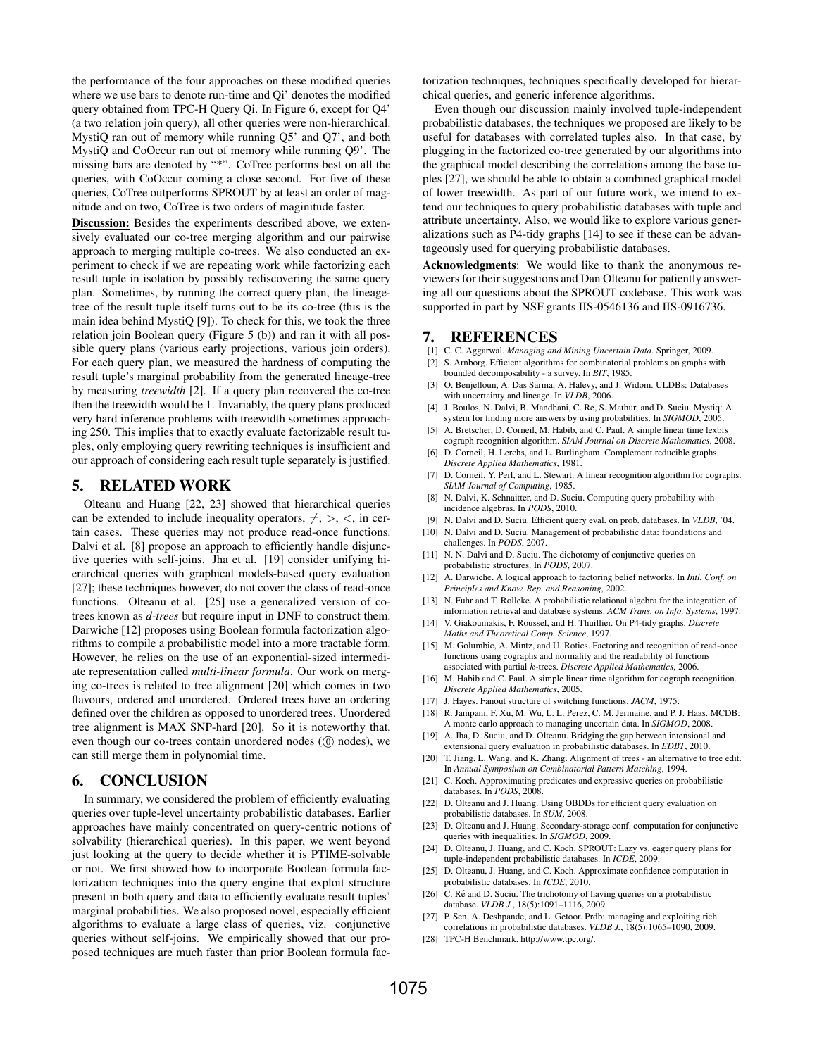the performance of the four approaches on these modified queries where we use bars to denote run-time and Qi' denotes the modified query obtained from TPC-H Query Qi. In Figure 6, except for Q4' (a two relation join query), all other queries were non-hierarchical. MystiQ ran out of memory while running Q5' and Q7', and both MystiQ and CoOccur ran out of memory while running Q9'. The missing bars are denoted by "*". CoTree performs best on all the queries, with CoOccur coming a close second. For five of these queries, CoTree outperforms SPROUT by at least an order of magnitude and on two, CoTree is two orders of maginitude faster.

**Discussion:** Besides the experiments described above, we extensively evaluated our co-tree merging algorithm and our pairwise approach to merging multiple co-trees. We also conducted an experiment to check if we are repeating work while factorizing each result tuple in isolation by possibly rediscovering the same query plan. Sometimes, by running the correct query plan, the lineage-tree of the result tuple itself turns out to be its co-tree (this is the main idea behind MystiQ [9]). To check for this, we took the three relation join Boolean query (Figure 5 (b)) and ran it with all possible query plans (various early projections, various join orders). For each query plan, we measured the hardness of computing the result tuple's marginal probability from the generated lineage-tree by measuring *treewidth* [2]. If a query plan recovered the co-tree then the treewidth would be 1. Invariably, the query plans produced very hard inference problems with treewidth sometimes approaching 250. This implies that to exactly evaluate factorizable result tuples, only employing query rewriting techniques is insufficient and our approach of considering each result tuple separately is justified.

## 5. RELATED WORK

Olteanu and Huang [22, 23] showed that hierarchical queries can be extended to include inequality operators, $\neq$, $>$, $<$, in certain cases. These queries may not produce read-once functions. Dalvi et al. [8] propose an approach to efficiently handle disjunctive queries with self-joins. Jha et al. [19] consider unifying hierarchical queries with graphical models-based query evaluation [27]; these techniques however, do not cover the class of read-once functions. Olteanu et al. [25] use a generalized version of co-trees known as *d-trees* but require input in DNF to construct them. Darwiche [12] proposes using Boolean formula factorization algorithms to compile a probabilistic model into a more tractable form. However, he relies on the use of an exponential-sized intermediate representation called *multi-linear formula*. Our work on merging co-trees is related to tree alignment [20] which comes in two flavours, ordered and unordered. Ordered trees have an ordering defined over the children as opposed to unordered trees. Unordered tree alignment is MAX SNP-hard [20]. So it is noteworthy that, even though our co-trees contain unordered nodes ($\textcircled{0}$ nodes), we can still merge them in polynomial time.

## 6. CONCLUSION

In summary, we considered the problem of efficiently evaluating queries over tuple-level uncertainty probabilistic databases. Earlier approaches have mainly concentrated on query-centric notions of solvability (hierarchical queries). In this paper, we went beyond just looking at the query to decide whether it is PTIME-solvable or not. We first showed how to incorporate Boolean formula factorization techniques into the query engine that exploit structure present in both query and data to efficiently evaluate result tuples' marginal probabilities. We also proposed novel, especially efficient algorithms to evaluate a large class of queries, viz. conjunctive queries without self-joins. We empirically showed that our proposed techniques are much faster than prior Boolean formula factorization techniques, techniques specifically developed for hierarchical queries, and generic inference algorithms.

Even though our discussion mainly involved tuple-independent probabilistic databases, the techniques we proposed are likely to be useful for databases with correlated tuples also. In that case, by plugging in the factorized co-tree generated by our algorithms into the graphical model describing the correlations among the base tuples [27], we should be able to obtain a combined graphical model of lower treewidth. As part of our future work, we intend to extend our techniques to query probabilistic databases with tuple and attribute uncertainty. Also, we would like to explore various generalizations such as P4-tidy graphs [14] to see if these can be advantageously used for querying probabilistic databases.

**Acknowledgments**: We would like to thank the anonymous reviewers for their suggestions and Dan Olteanu for patiently answering all our questions about the SPROUT codebase. This work was supported in part by NSF grants IIS-0546136 and IIS-0916736.

## 7. REFERENCES

[1] C. C. Aggarwal. *Managing and Mining Uncertain Data*. Springer, 2009.

[2] S. Arnborg. Efficient algorithms for combinatorial problems on graphs with bounded decomposability - a survey. In *BIT*, 1985.

[3] O. Benjelloun, A. Das Sarma, A. Halevy, and J. Widom. ULDBs: Databases with uncertainty and lineage. In *VLDB*, 2006.

[4] J. Boulos, N. Dalvi, B. Mandhani, C. Re, S. Mathur, and D. Suciu. Mystiq: A system for finding more answers by using probabilities. In *SIGMOD*, 2005.

[5] A. Bretscher, D. Corneil, M. Habib, and C. Paul. A simple linear time lexbfs cograph recognition algorithm. *SIAM Journal on Discrete Mathematics*, 2008.

[6] D. Corneil, H. Lerchs, and L. Burlingham. Complement reducible graphs. *Discrete Applied Mathematics*, 1981.

[7] D. Corneil, Y. Perl, and L. Stewart. A linear recognition algorithm for cographs. *SIAM Journal of Computing*, 1985.

[8] N. Dalvi, K. Schnaitter, and D. Suciu. Computing query probability with incidence algebras. In *PODS*, 2010.

[9] N. Dalvi and D. Suciu. Efficient query eval. on prob. databases. In *VLDB*, '04.

[10] N. Dalvi and D. Suciu. Management of probabilistic data: foundations and challenges. In *PODS*, 2007.

[11] N. N. Dalvi and D. Suciu. The dichotomy of conjunctive queries on probabilistic structures. In *PODS*, 2007.

[12] A. Darwiche. A logical approach to factoring belief networks. In *Intl. Conf. on Principles and Know. Rep. and Reasoning*, 2002.

[13] N. Fuhr and T. Rolleke. A probabilistic relational algebra for the integration of information retrieval and database systems. *ACM Trans. on Info. Systems*, 1997.

[14] V. Giakoumakis, F. Roussel, and H. Thuillier. On P4-tidy graphs. *Discrete Maths and Theoretical Comp. Science*, 1997.

[15] M. Golumbic, A. Mintz, and U. Rotics. Factoring and recognition of read-once functions using cographs and normality and the readability of functions associated with partial $k$-trees. *Discrete Applied Mathematics*, 2006.

[16] M. Habib and C. Paul. A simple linear time algorithm for cograph recognition. *Discrete Applied Mathematics*, 2005.

[17] J. Hayes. Fanout structure of switching functions. *JACM*, 1975.

[18] R. Jampani, F. Xu, M. Wu, L. L. Perez, C. M. Jermaine, and P. J. Haas. MCDB: A monte carlo approach to managing uncertain data. In *SIGMOD*, 2008.

[19] A. Jha, D. Suciu, and D. Olteanu. Bridging the gap between intensional and extensional query evaluation in probabilistic databases. In *EDBT*, 2010.

[20] T. Jiang, L. Wang, and K. Zhang. Alignment of trees - an alternative to tree edit. In *Annual Symposium on Combinatorial Pattern Matching*, 1994.

[21] C. Koch. Approximating predicates and expressive queries on probabilistic databases. In *PODS*, 2008.

[22] D. Olteanu and J. Huang. Using OBDDs for efficient query evaluation on probabilistic databases. In *SUM*, 2008.

[23] D. Olteanu and J. Huang. Secondary-storage conf. computation for conjunctive queries with inequalities. In *SIGMOD*, 2009.

[24] D. Olteanu, J. Huang, and C. Koch. SPROUT: Lazy vs. eager query plans for tuple-independent probabilistic databases. In *ICDE*, 2009.

[25] D. Olteanu, J. Huang, and C. Koch. Approximate confidence computation in probabilistic databases. In *ICDE*, 2010.

[26] C. Ré and D. Suciu. The trichotomy of having queries on a probabilistic database. *VLDB J.*, 18(5):1091–1116, 2009.

[27] P. Sen, A. Deshpande, and L. Getoor. Prdb: managing and exploiting rich correlations in probabilistic databases. *VLDB J.*, 18(5):1065–1090, 2009.

[28] TPC-H Benchmark. http://www.tpc.org/.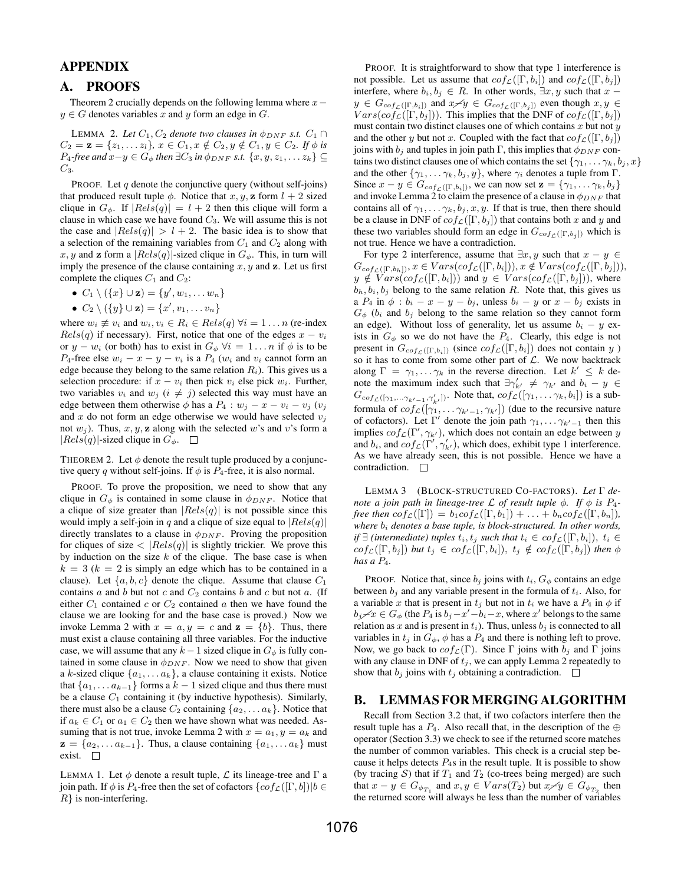# APPENDIX

## A. PROOFS

Theorem 2 crucially depends on the following lemma where $x - y \in G$ denotes variables $x$ and $y$ form an edge in $G$.

LEMMA 2. *Let $C_1, C_2$ denote two clauses in $\phi_{DNF}$ s.t. $C_1 \cap C_2 = \mathbf{z} = \{z_1, \ldots z_l\}$, $x \in C_1, x \notin C_2, y \notin C_1, y \in C_2$. If $\phi$ is $P_4$-free and $x - y \in G_\phi$ then $\exists C_3$ in $\phi_{DNF}$ s.t. $\{x, y, z_1, \ldots z_k\} \subseteq C_3$.*

PROOF. Let $q$ denote the conjunctive query (without self-joins) that produced result tuple $\phi$. Notice that $x, y, \mathbf{z}$ form $l+2$ sized clique in $G_\phi$. If $|Rels(q)| = l + 2$ then this clique will form a clause in which case we have found $C_3$. We will assume this is not the case and $|Rels(q)| > l + 2$. The basic idea is to show that a selection of the remaining variables from $C_1$ and $C_2$ along with $x, y$ and $\mathbf{z}$ form a $|Rels(q)|$-sized clique in $G_\phi$. This, in turn will imply the presence of the clause containing $x, y$ and $\mathbf{z}$. Let us first complete the cliques $C_1$ and $C_2$:

- $C_1 \setminus (\{x\} \cup \mathbf{z}) = \{y', w_1, \ldots w_n\}$
- $C_2 \setminus (\{y\} \cup \mathbf{z}) = \{x', v_1, \ldots v_n\}$

where $w_i \not\equiv v_i$ and $w_i, v_i \in R_i \in Rels(q)\ \forall i = 1 \ldots n$ (re-index $Rels(q)$ if necessary). First, notice that one of the edges $x - v_i$ or $y - w_i$ (or both) has to exist in $G_\phi\ \forall i = 1 \ldots n$ if $\phi$ is to be $P_4$-free else $w_i - x - y - v_i$ is a $P_4$ ($w_i$ and $v_i$ cannot form an edge because they belong to the same relation $R_i$). This gives us a selection procedure: if $x - v_i$ then pick $v_i$ else pick $w_i$. Further, two variables $v_i$ and $w_j$ ($i \neq j$) selected this way must have an edge between them otherwise $\phi$ has a $P_4 : w_j - x - v_i - v_j$ ($v_j$ and $x$ do not form an edge otherwise we would have selected $v_j$ not $w_j$). Thus, $x, y, \mathbf{z}$ along with the selected $w$'s and $v$'s form a $|Rels(q)|$-sized clique in $G_\phi$. $\square$

THEOREM 2. Let $\phi$ denote the result tuple produced by a conjunctive query $q$ without self-joins. If $\phi$ is $P_4$-free, it is also normal.

PROOF. To prove the proposition, we need to show that any clique in $G_\phi$ is contained in some clause in $\phi_{DNF}$. Notice that a clique of size greater than $|Rels(q)|$ is not possible since this would imply a self-join in $q$ and a clique of size equal to $|Rels(q)|$ directly translates to a clause in $\phi_{DNF}$. Proving the proposition for cliques of size $< |Rels(q)|$ is slightly trickier. We prove this by induction on the size $k$ of the clique. The base case is when $k = 3$ ($k = 2$ is simply an edge which has to be contained in a clause). Let $\{a, b, c\}$ denote the clique. Assume that clause $C_1$ contains $a$ and $b$ but not $c$ and $C_2$ contains $b$ and $c$ but not $a$. (If either $C_1$ contained $c$ or $C_2$ contained $a$ then we have found the clause we are looking for and the base case is proved.) Now we invoke Lemma 2 with $x = a, y = c$ and $\mathbf{z} = \{b\}$. Thus, there must exist a clause containing all three variables. For the inductive case, we will assume that any $k-1$ sized clique in $G_\phi$ is fully contained in some clause in $\phi_{DNF}$. Now we need to show that given a $k$-sized clique $\{a_1, \ldots a_k\}$, a clause containing it exists. Notice that $\{a_1, \ldots a_{k-1}\}$ forms a $k-1$ sized clique and thus there must be a clause $C_1$ containing it (by inductive hypothesis). Similarly, there must also be a clause $C_2$ containing $\{a_2, \ldots a_k\}$. Notice that if $a_k \in C_1$ or $a_1 \in C_2$ then we have shown what was needed. Assuming that is not true, invoke Lemma 2 with $x = a_1, y = a_k$ and $\mathbf{z} = \{a_2, \ldots a_{k-1}\}$. Thus, a clause containing $\{a_1, \ldots a_k\}$ must exist. $\square$

LEMMA 1. Let $\phi$ denote a result tuple, $\mathcal{L}$ its lineage-tree and $\Gamma$ a join path. If $\phi$ is $P_4$-free then the set of cofactors $\{cof_{\mathcal{L}}([\Gamma, b]) | b \in R\}$ is non-interfering.

PROOF. It is straightforward to show that type 1 interference is not possible. Let us assume that $cof_{\mathcal{L}}([\Gamma, b_i])$ and $cof_{\mathcal{L}}([\Gamma, b_j])$ interfere, where $b_i, b_j \in R$. In other words, $\exists x, y$ such that $x - y \in G_{cof_{\mathcal{L}}([\Gamma, b_i])}$ and $x \not- y \in G_{cof_{\mathcal{L}}([\Gamma, b_j])}$ even though $x, y \in Vars(cof_{\mathcal{L}}([\Gamma, b_j]))$. This implies that the DNF of $cof_{\mathcal{L}}([\Gamma, b_j])$ must contain two distinct clauses one of which contains $x$ but not $y$ and the other $y$ but not $x$. Coupled with the fact that $cof_{\mathcal{L}}([\Gamma, b_j])$ joins with $b_j$ and tuples in join path $\Gamma$, this implies that $\phi_{DNF}$ contains two distinct clauses one of which contains the set $\{\gamma_1, \ldots \gamma_k, b_j, x\}$ and the other $\{\gamma_1, \ldots \gamma_k, b_j, y\}$, where $\gamma_i$ denotes a tuple from $\Gamma$. Since $x - y \in G_{cof_{\mathcal{L}}([\Gamma, b_i])}$, we can now set $\mathbf{z} = \{\gamma_1, \ldots \gamma_k, b_j\}$ and invoke Lemma 2 to claim the presence of a clause in $\phi_{DNF}$ that contains all of $\gamma_1, \ldots \gamma_k, b_j, x, y$. If that is true, then there should be a clause in DNF of $cof_{\mathcal{L}}([\Gamma, b_j])$ that contains both $x$ and $y$ and these two variables should form an edge in $G_{cof_{\mathcal{L}}([\Gamma, b_j])}$ which is not true. Hence we have a contradiction.

For type 2 interference, assume that $\exists x, y$ such that $x - y \in G_{cof_{\mathcal{L}}([\Gamma, b_h])}$, $x \in Vars(cof_{\mathcal{L}}([\Gamma, b_i]))$, $x \notin Vars(cof_{\mathcal{L}}([\Gamma, b_j]))$, $y \notin Vars(cof_{\mathcal{L}}([\Gamma, b_i]))$ and $y \in Vars(cof_{\mathcal{L}}([\Gamma, b_j]))$, where $b_h, b_i, b_j$ belong to the same relation $R$. Note that, this gives us a $P_4$ in $\phi : b_i - x - y - b_j$, unless $b_i - y$ or $x - b_j$ exists in $G_\phi$ ($b_i$ and $b_j$ belong to the same relation so they cannot form an edge). Without loss of generality, let us assume $b_i - y$ exists in $G_\phi$ so we do not have the $P_4$. Clearly, this edge is not present in $G_{cof_{\mathcal{L}}([\Gamma, b_i])}$ (since $cof_{\mathcal{L}}([\Gamma, b_i])$ does not contain $y$) so it has to come from some other part of $\mathcal{L}$. We now backtrack along $\Gamma = \gamma_1, \ldots \gamma_k$ in the reverse direction. Let $k' \leq k$ denote the maximum index such that $\exists \gamma'_{k'} \neq \gamma_{k'}$ and $b_i - y \in G_{cof_{\mathcal{L}}([\gamma_1, \ldots \gamma_{k'-1}, \gamma'_{k'}])}$. Note that, $cof_{\mathcal{L}}([\gamma_1, \ldots \gamma_k, b_i])$ is a subformula of $cof_{\mathcal{L}}([\gamma_1, \ldots \gamma_{k'-1}, \gamma_{k'}])$ (due to the recursive nature of cofactors). Let $\Gamma'$ denote the join path $\gamma_1, \ldots \gamma_{k'-1}$ then this implies $cof_{\mathcal{L}}(\Gamma', \gamma_{k'})$, which does not contain an edge between $y$ and $b_i$, and $cof_{\mathcal{L}}(\Gamma', \gamma'_{k'})$, which does, exhibit type 1 interference. As we have already seen, this is not possible. Hence we have a contradiction. $\square$

LEMMA 3 (BLOCK-STRUCTURED CO-FACTORS). *Let $\Gamma$ denote a join path in lineage-tree $\mathcal{L}$ of result tuple $\phi$. If $\phi$ is $P_4$-free then $cof_{\mathcal{L}}([\Gamma]) = b_1 cof_{\mathcal{L}}([\Gamma, b_1]) + \ldots + b_n cof_{\mathcal{L}}([\Gamma, b_n])$, where $b_i$ denotes a base tuple, is block-structured. In other words, if $\exists$ (intermediate) tuples $t_i, t_j$ such that $t_i \in cof_{\mathcal{L}}([\Gamma, b_i])$, $t_i \in cof_{\mathcal{L}}([\Gamma, b_j])$ but $t_j \in cof_{\mathcal{L}}([\Gamma, b_i])$, $t_j \notin cof_{\mathcal{L}}([\Gamma, b_j])$ then $\phi$ has a $P_4$.*

PROOF. Notice that, since $b_j$ joins with $t_i$, $G_\phi$ contains an edge between $b_j$ and any variable present in the formula of $t_i$. Also, for a variable $x$ that is present in $t_j$ but not in $t_i$ we have a $P_4$ in $\phi$ if $b_j \not- x \in G_\phi$ (the $P_4$ is $b_j - x' - b_i - x$, where $x'$ belongs to the same relation as $x$ and is present in $t_i$). Thus, unless $b_j$ is connected to all variables in $t_j$ in $G_\phi$, $\phi$ has a $P_4$ and there is nothing left to prove. Now, we go back to $cof_{\mathcal{L}}(\Gamma)$. Since $\Gamma$ joins with $b_j$ and $\Gamma$ joins with any clause in DNF of $t_j$, we can apply Lemma 2 repeatedly to show that $b_j$ joins with $t_j$ obtaining a contradiction. $\square$

## B. LEMMAS FOR MERGING ALGORITHM

Recall from Section 3.2 that, if two cofactors interfere then the result tuple has a $P_4$. Also recall that, in the description of the $\oplus$ operator (Section 3.3) we check to see if the returned score matches the number of common variables. This check is a crucial step because it helps detects $P_4$s in the result tuple. It is possible to show (by tracing $\mathcal{S}$) that if $T_1$ and $T_2$ (co-trees being merged) are such that $x - y \in G_{\phi_{T_1}}$ and $x, y \in Vars(T_2)$ but $x \not- y \in G_{\phi_{T_2}}$ then the returned score will always be less than the number of variables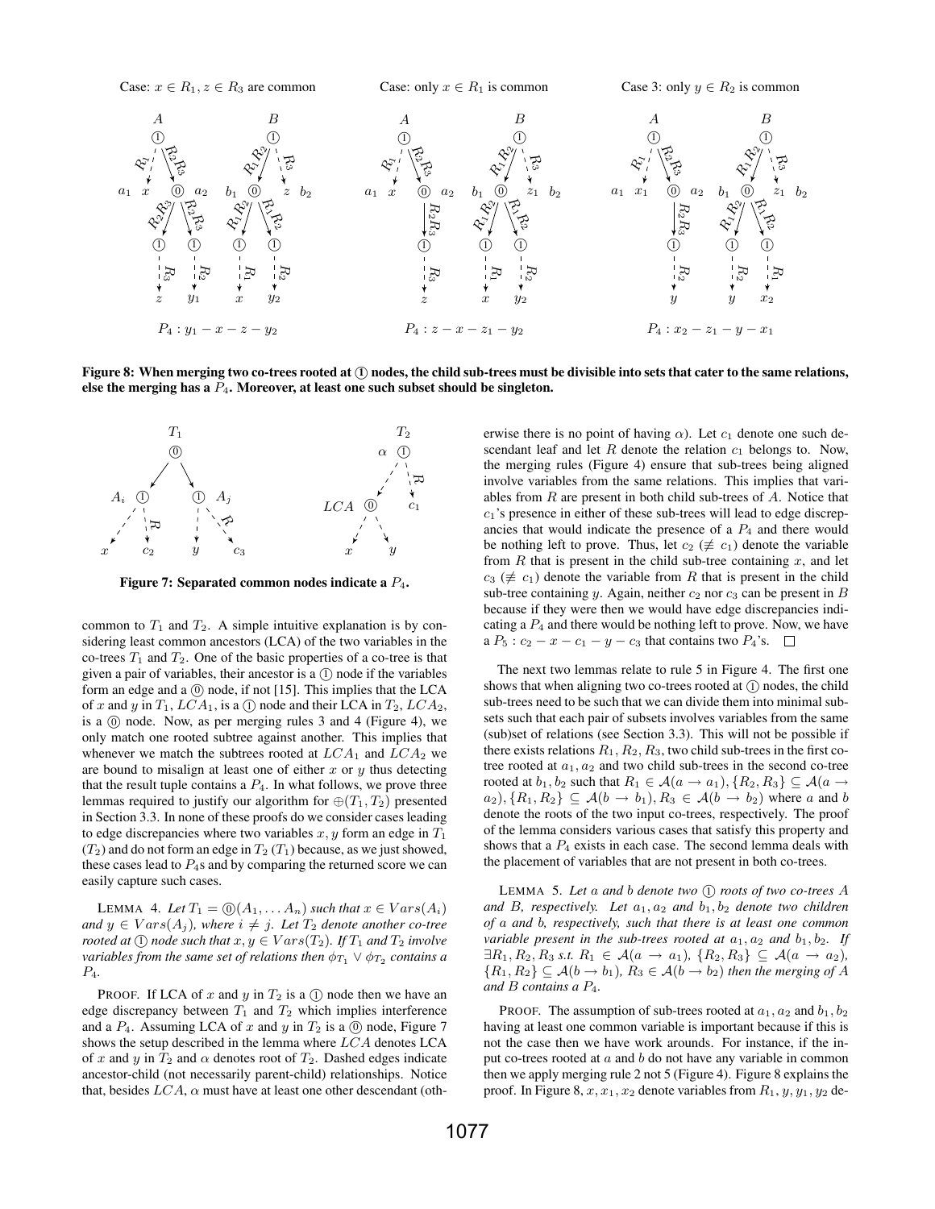Figure 8: When merging two co-trees rooted at ① nodes, the child sub-trees must be divisible into sets that cater to the same relations, else the merging has a $P_4$. Moreover, at least one such subset should be singleton.

Figure 7: Separated common nodes indicate a $P_4$.

common to $T_1$ and $T_2$. A simple intuitive explanation is by considering least common ancestors (LCA) of the two variables in the co-trees $T_1$ and $T_2$. One of the basic properties of a co-tree is that given a pair of variables, their ancestor is a ① node if the variables form an edge and a ⓪ node, if not [15]. This implies that the LCA of $x$ and $y$ in $T_1$, $LCA_1$, is a ① node and their LCA in $T_2$, $LCA_2$, is a ⓪ node. Now, as per merging rules 3 and 4 (Figure 4), we only match one rooted subtree against another. This implies that whenever we match the subtrees rooted at $LCA_1$ and $LCA_2$ we are bound to misalign at least one of either $x$ or $y$ thus detecting that the result tuple contains a $P_4$. In what follows, we prove three lemmas required to justify our algorithm for $\oplus(T_1, T_2)$ presented in Section 3.3. In none of these proofs do we consider cases leading to edge discrepancies where two variables $x, y$ form an edge in $T_1$ ($T_2$) and do not form an edge in $T_2$ ($T_1$) because, as we just showed, these cases lead to $P_4$s and by comparing the returned score we can easily capture such cases.

LEMMA 4. *Let $T_1 = ⓪(A_1, \ldots A_n)$ such that $x \in Vars(A_i)$ and $y \in Vars(A_j)$, where $i \neq j$. Let $T_2$ denote another co-tree rooted at ① node such that $x, y \in Vars(T_2)$. If $T_1$ and $T_2$ involve variables from the same set of relations then $\phi_{T_1} \vee \phi_{T_2}$ contains a $P_4$.*

PROOF. If LCA of $x$ and $y$ in $T_2$ is a ① node then we have an edge discrepancy between $T_1$ and $T_2$ which implies interference and a $P_4$. Assuming LCA of $x$ and $y$ in $T_2$ is a ⓪ node, Figure 7 shows the setup described in the lemma where $LCA$ denotes LCA of $x$ and $y$ in $T_2$ and $\alpha$ denotes root of $T_2$. Dashed edges indicate ancestor-child (not necessarily parent-child) relationships. Notice that, besides $LCA$, $\alpha$ must have at least one other descendant (otherwise there is no point of having $\alpha$). Let $c_1$ denote one such descendant leaf and let $R$ denote the relation $c_1$ belongs to. Now, the merging rules (Figure 4) ensure that sub-trees being aligned involve variables from the same relations. This implies that variables from $R$ are present in both child sub-trees of $A$. Notice that $c_1$'s presence in either of these sub-trees will lead to edge discrepancies that would indicate the presence of a $P_4$ and there would be nothing left to prove. Thus, let $c_2$ ($\not\equiv c_1$) denote the variable from $R$ that is present in the child sub-tree containing $x$, and let $c_3$ ($\not\equiv c_1$) denote the variable from $R$ that is present in the child sub-tree containing $y$. Again, neither $c_2$ nor $c_3$ can be present in $B$ because if they were then we would have edge discrepancies indicating a $P_4$ and there would be nothing left to prove. Now, we have a $P_5 : c_2 - x - c_1 - y - c_3$ that contains two $P_4$'s. □

The next two lemmas relate to rule 5 in Figure 4. The first one shows that when aligning two co-trees rooted at ① nodes, the child sub-trees need to be such that we can divide them into minimal subsets such that each pair of subsets involves variables from the same (sub)set of relations (see Section 3.3). This will not be possible if there exists relations $R_1, R_2, R_3$, two child sub-trees in the first co-tree rooted at $a_1, a_2$ and two child sub-trees in the second co-tree rooted at $b_1, b_2$ such that $R_1 \in \mathcal{A}(a \to a_1), \{R_2, R_3\} \subseteq \mathcal{A}(a \to a_2), \{R_1, R_2\} \subseteq \mathcal{A}(b \to b_1), R_3 \in \mathcal{A}(b \to b_2)$ where $a$ and $b$ denote the roots of the two input co-trees, respectively. The proof of the lemma considers various cases that satisfy this property and shows that a $P_4$ exists in each case. The second lemma deals with the placement of variables that are not present in both co-trees.

LEMMA 5. *Let $a$ and $b$ denote two ① roots of two co-trees $A$ and $B$, respectively. Let $a_1, a_2$ and $b_1, b_2$ denote two children of $a$ and $b$, respectively, such that there is at least one common variable present in the sub-trees rooted at $a_1, a_2$ and $b_1, b_2$. If $\exists R_1, R_2, R_3$ s.t. $R_1 \in \mathcal{A}(a \to a_1)$, $\{R_2, R_3\} \subseteq \mathcal{A}(a \to a_2)$, $\{R_1, R_2\} \subseteq \mathcal{A}(b \to b_1)$, $R_3 \in \mathcal{A}(b \to b_2)$ then the merging of $A$ and $B$ contains a $P_4$.*

PROOF. The assumption of sub-trees rooted at $a_1, a_2$ and $b_1, b_2$ having at least one common variable is important because if this is not the case then we have work arounds. For instance, if the input co-trees rooted at $a$ and $b$ do not have any variable in common then we apply merging rule 2 not 5 (Figure 4). Figure 8 explains the proof. In Figure 8, $x, x_1, x_2$ denote variables from $R_1$, $y, y_1, y_2$ de-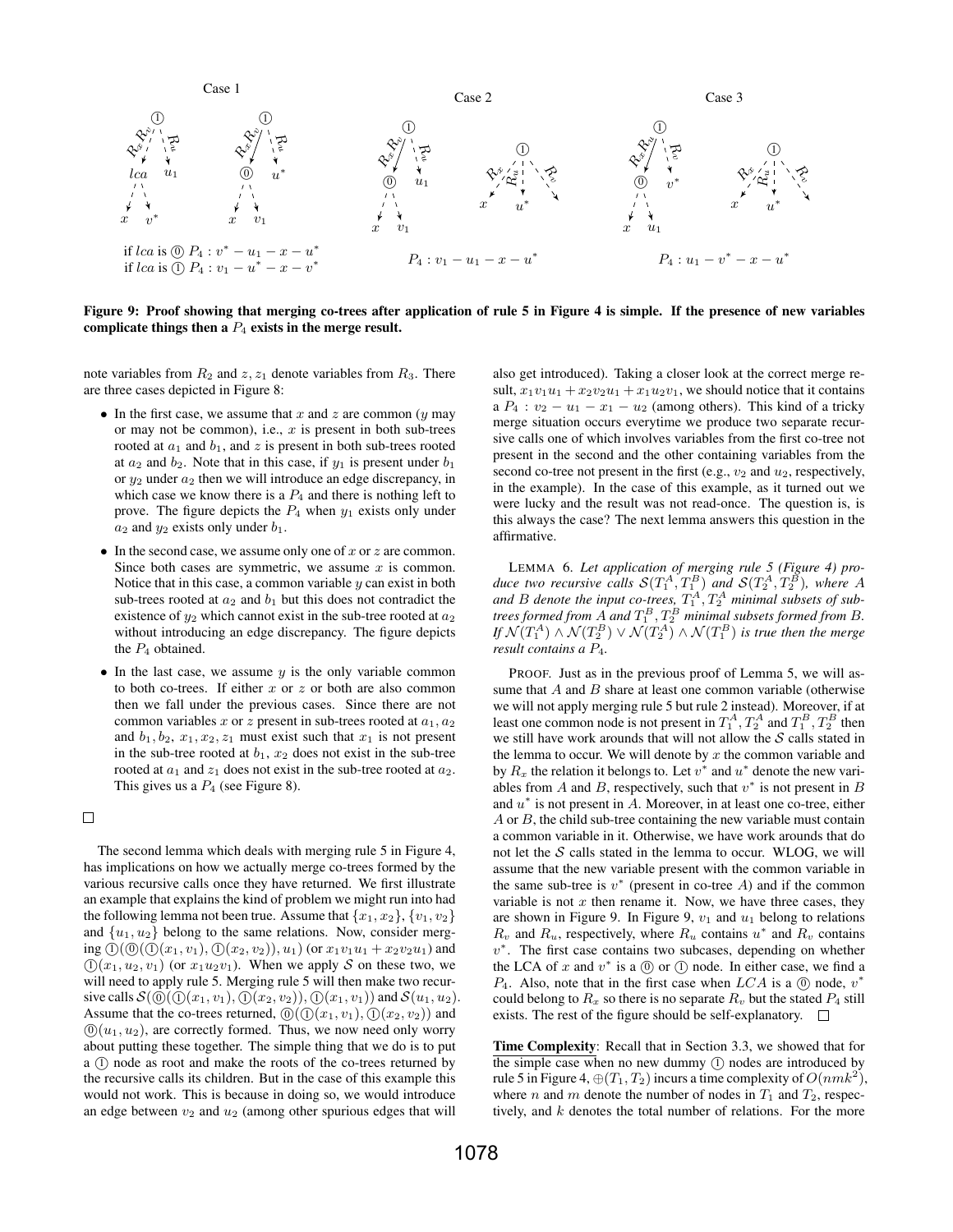Case 1 — if $lca$ is ⓪ $P_4 : v^* - u_1 - x - u^*$; if $lca$ is ① $P_4 : v_1 - u^* - x - v^*$

Case 2 — $P_4 : v_1 - u_1 - x - u^*$

Case 3 — $P_4 : u_1 - v^* - x - u^*$

**Figure 9: Proof showing that merging co-trees after application of rule 5 in Figure 4 is simple. If the presence of new variables complicate things then a $P_4$ exists in the merge result.**

note variables from $R_2$ and $z, z_1$ denote variables from $R_3$. There are three cases depicted in Figure 8:

- In the first case, we assume that $x$ and $z$ are common ($y$ may or may not be common), i.e., $x$ is present in both sub-trees rooted at $a_1$ and $b_1$, and $z$ is present in both sub-trees rooted at $a_2$ and $b_2$. Note that in this case, if $y_1$ is present under $b_1$ or $y_2$ under $a_2$ then we will introduce an edge discrepancy, in which case we know there is a $P_4$ and there is nothing left to prove. The figure depicts the $P_4$ when $y_1$ exists only under $a_2$ and $y_2$ exists only under $b_1$.
- In the second case, we assume only one of $x$ or $z$ are common. Since both cases are symmetric, we assume $x$ is common. Notice that in this case, a common variable $y$ can exist in both sub-trees rooted at $a_2$ and $b_1$ but this does not contradict the existence of $y_2$ which cannot exist in the sub-tree rooted at $a_2$ without introducing an edge discrepancy. The figure depicts the $P_4$ obtained.
- In the last case, we assume $y$ is the only variable common to both co-trees. If either $x$ or $z$ or both are also common then we fall under the previous cases. Since there are not common variables $x$ or $z$ present in sub-trees rooted at $a_1, a_2$ and $b_1, b_2$, $x_1, x_2, z_1$ must exist such that $x_1$ is not present in the sub-tree rooted at $b_1$, $x_2$ does not exist in the sub-tree rooted at $a_1$ and $z_1$ does not exist in the sub-tree rooted at $a_2$. This gives us a $P_4$ (see Figure 8).

□

The second lemma which deals with merging rule 5 in Figure 4, has implications on how we actually merge co-trees formed by the various recursive calls once they have returned. We first illustrate an example that explains the kind of problem we might run into had the following lemma not been true. Assume that $\{x_1, x_2\}$, $\{v_1, v_2\}$ and $\{u_1, u_2\}$ belong to the same relations. Now, consider merging ①(⓪(①$(x_1, v_1)$, ①$(x_2, v_2)$), $u_1$) (or $x_1v_1u_1 + x_2v_2u_1$) and ①$(x_1, u_2, v_1)$ (or $x_1u_2v_1$). When we apply $\mathcal{S}$ on these two, we will need to apply rule 5. Merging rule 5 will then make two recursive calls $\mathcal{S}$(⓪(①$(x_1, v_1)$, ①$(x_2, v_2)$), ①$(x_1, v_1)$) and $\mathcal{S}(u_1, u_2)$. Assume that the co-trees returned, ⓪(①$(x_1, v_1)$, ①$(x_2, v_2)$) and ⓪$(u_1, u_2)$, are correctly formed. Thus, we now need only worry about putting these together. The simple thing that we do is to put a ① node as root and make the roots of the co-trees returned by the recursive calls its children. But in the case of this example this would not work. This is because in doing so, we would introduce an edge between $v_2$ and $u_2$ (among other spurious edges that will also get introduced). Taking a closer look at the correct merge result, $x_1v_1u_1 + x_2v_2u_1 + x_1u_2v_1$, we should notice that it contains a $P_4 : v_2 - u_1 - x_1 - u_2$ (among others). This kind of a tricky merge situation occurs everytime we produce two separate recursive calls one of which involves variables from the first co-tree not present in the second and the other containing variables from the second co-tree not present in the first (e.g., $v_2$ and $u_2$, respectively, in the example). In the case of this example, as it turned out we were lucky and the result was not read-once. The question is, is this always the case? The next lemma answers this question in the affirmative.

LEMMA 6. *Let application of merging rule 5 (Figure 4) produce two recursive calls $\mathcal{S}(T_1^A, T_1^B)$ and $\mathcal{S}(T_2^A, T_2^B)$, where $A$ and $B$ denote the input co-trees, $T_1^A, T_2^A$ minimal subsets of subtrees formed from $A$ and $T_1^B, T_2^B$ minimal subsets formed from $B$. If $\mathcal{N}(T_1^A) \wedge \mathcal{N}(T_2^B) \vee \mathcal{N}(T_2^A) \wedge \mathcal{N}(T_1^B)$ is true then the merge result contains a $P_4$.*

PROOF. Just as in the previous proof of Lemma 5, we will assume that $A$ and $B$ share at least one common variable (otherwise we will not apply merging rule 5 but rule 2 instead). Moreover, if at least one common node is not present in $T_1^A, T_2^A$ and $T_1^B, T_2^B$ then we still have work arounds that will not allow the $\mathcal{S}$ calls stated in the lemma to occur. We will denote by $x$ the common variable and by $R_x$ the relation it belongs to. Let $v^*$ and $u^*$ denote the new variables from $A$ and $B$, respectively, such that $v^*$ is not present in $B$ and $u^*$ is not present in $A$. Moreover, in at least one co-tree, either $A$ or $B$, the child sub-tree containing the new variable must contain a common variable in it. Otherwise, we have work arounds that do not let the $\mathcal{S}$ calls stated in the lemma to occur. WLOG, we will assume that the new variable present with the common variable in the same sub-tree is $v^*$ (present in co-tree $A$) and if the common variable is not $x$ then rename it. Now, we have three cases, they are shown in Figure 9. In Figure 9, $v_1$ and $u_1$ belong to relations $R_v$ and $R_u$, respectively, where $R_u$ contains $u^*$ and $R_v$ contains $v^*$. The first case contains two subcases, depending on whether the LCA of $x$ and $v^*$ is a ⓪ or ① node. In either case, we find a $P_4$. Also, note that in the first case when $LCA$ is a ⓪ node, $v^*$ could belong to $R_x$ so there is no separate $R_v$ but the stated $P_4$ still exists. The rest of the figure should be self-explanatory. □

<u>**Time Complexity**</u>: Recall that in Section 3.3, we showed that for the simple case when no new dummy ① nodes are introduced by rule 5 in Figure 4, $\oplus(T_1, T_2)$ incurs a time complexity of $O(nmk^2)$, where $n$ and $m$ denote the number of nodes in $T_1$ and $T_2$, respectively, and $k$ denotes the total number of relations. For the more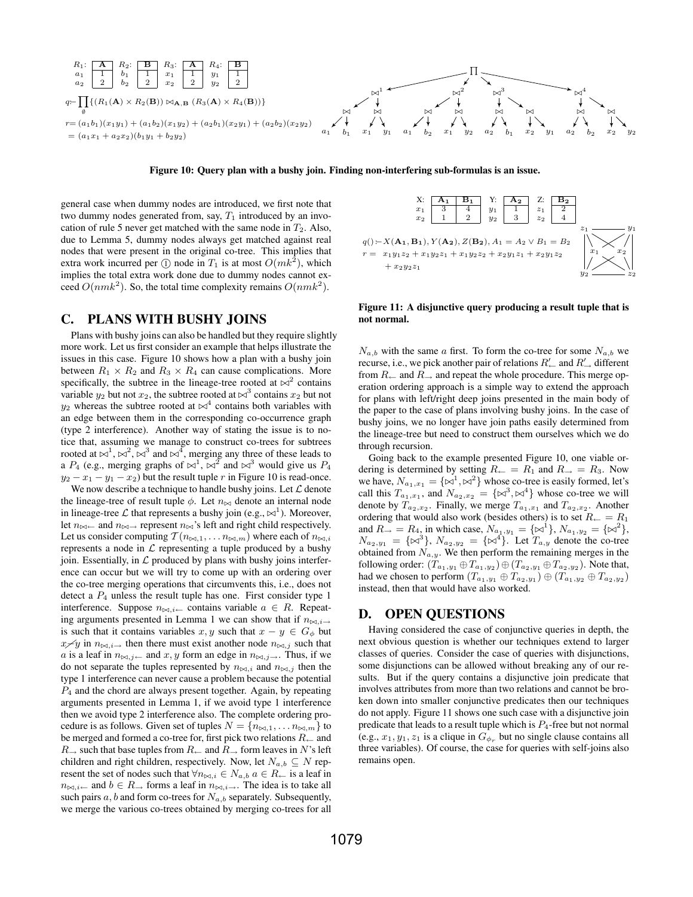$R_1$:

| **A** |
|---|
| 1 |
| 2 |

($a_1$, $a_2$)

$R_2$:

| **B** |
|---|
| 1 |
| 2 |

($b_1$, $b_2$)

$R_3$:

| **A** |
|---|
| 1 |
| 2 |

($x_1$, $x_2$)

$R_4$:

| **B** |
|---|
| 1 |
| 2 |

($y_1$, $y_2$)

$q$:- $\prod_{\emptyset}\{(R_1(\mathbf{A}) \times R_2(\mathbf{B})) \bowtie_{\mathbf{A},\mathbf{B}} (R_3(\mathbf{A}) \times R_4(\mathbf{B}))\}$

$r = (a_1b_1)(x_1y_1) + (a_1b_2)(x_1y_2) + (a_2b_1)(x_2y_1) + (a_2b_2)(x_2y_2)$
$= (a_1x_1 + a_2x_2)(b_1y_1 + b_2y_2)$

**Figure 10: Query plan with a bushy join. Finding non-interfering sub-formulas is an issue.**

general case when dummy nodes are introduced, we first note that two dummy nodes generated from, say, $T_1$ introduced by an invocation of rule 5 never get matched with the same node in $T_2$. Also, due to Lemma 5, dummy nodes always get matched against real nodes that were present in the original co-tree. This implies that extra work incurred per ① node in $T_1$ is at most $O(mk^2)$, which implies the total extra work done due to dummy nodes cannot exceed $O(nmk^2)$. So, the total time complexity remains $O(nmk^2)$.

## C. PLANS WITH BUSHY JOINS

Plans with bushy joins can also be handled but they require slightly more work. Let us first consider an example that helps illustrate the issues in this case. Figure 10 shows how a plan with a bushy join between $R_1 \times R_2$ and $R_3 \times R_4$ can cause complications. More specifically, the subtree in the lineage-tree rooted at $\bowtie^2$ contains variable $y_2$ but not $x_2$, the subtree rooted at $\bowtie^3$ contains $x_2$ but not $y_2$ whereas the subtree rooted at $\bowtie^4$ contains both variables with an edge between them in the corresponding co-occurrence graph (type 2 interference). Another way of stating the issue is to notice that, assuming we manage to construct co-trees for subtrees rooted at $\bowtie^1, \bowtie^2, \bowtie^3$ and $\bowtie^4$, merging any three of these leads to a $P_4$ (e.g., merging graphs of $\bowtie^1, \bowtie^2$ and $\bowtie^3$ would give us $P_4$ $y_2 - x_1 - y_1 - x_2$) but the result tuple $r$ in Figure 10 is read-once.

We now describe a technique to handle bushy joins. Let $\mathcal{L}$ denote the lineage-tree of result tuple $\phi$. Let $n_\bowtie$ denote an internal node in lineage-tree $\mathcal{L}$ that represents a bushy join (e.g., $\bowtie^1$). Moreover, let $n_{\bowtie\leftarrow}$ and $n_{\bowtie\rightarrow}$ represent $n_\bowtie$'s left and right child respectively. Let us consider computing $\mathcal{T}(n_{\bowtie,1}, \ldots n_{\bowtie,m})$ where each of $n_{\bowtie,i}$ represents a node in $\mathcal{L}$ representing a tuple produced by a bushy join. Essentially, in $\mathcal{L}$ produced by plans with bushy joins interference can occur but we will try to come up with an ordering over the co-tree merging operations that circumvents this, i.e., does not detect a $P_4$ unless the result tuple has one. First consider type 1 interference. Suppose $n_{\bowtie,i\leftarrow}$ contains variable $a \in R$. Repeating arguments presented in Lemma 1 we can show that if $n_{\bowtie,i\rightarrow}$ is such that it contains variables $x, y$ such that $x - y \in G_\phi$ but $x \not- y$ in $n_{\bowtie,i\rightarrow}$ then there must exist another node $n_{\bowtie,j}$ such that $a$ is a leaf in $n_{\bowtie,j\leftarrow}$ and $x, y$ form an edge in $n_{\bowtie,j\rightarrow}$. Thus, if we do not separate the tuples represented by $n_{\bowtie,i}$ and $n_{\bowtie,j}$ then the type 1 interference can never cause a problem because the potential $P_4$ and the chord are always present together. Again, by repeating arguments presented in Lemma 1, if we avoid type 1 interference then we avoid type 2 interference also. The complete ordering procedure is as follows. Given set of tuples $N = \{n_{\bowtie,1}, \ldots n_{\bowtie,m}\}$ to be merged and formed a co-tree for, first pick two relations $R_\leftarrow$ and $R_\rightarrow$ such that base tuples from $R_\leftarrow$ and $R_\rightarrow$ form leaves in $N$'s left children and right children, respectively. Now, let $N_{a,b} \subseteq N$ represent the set of nodes such that $\forall n_{\bowtie,i} \in N_{a,b}$ $a \in R_\leftarrow$ is a leaf in $n_{\bowtie,i\leftarrow}$ and $b \in R_\rightarrow$ forms a leaf in $n_{\bowtie,i\rightarrow}$. The idea is to take all such pairs $a, b$ and form co-trees for $N_{a,b}$ separately. Subsequently, we merge the various co-trees obtained by merging co-trees for all

X:

| $\mathbf{A_1}$ | $\mathbf{B_1}$ |
|---|---|
| 3 | 4 |
| 1 | 2 |

($x_1$, $x_2$)

Y:

| $\mathbf{A_2}$ |
|---|
| 1 |
| 3 |

($y_1$, $y_2$)

Z:

| $\mathbf{B_2}$ |
|---|
| 2 |
| 4 |

($z_1$, $z_2$)

$q() \coloneq X(\mathbf{A_1}, \mathbf{B_1}), Y(\mathbf{A_2}), Z(\mathbf{B_2}), A_1 = A_2 \vee B_1 = B_2$

$r = x_1y_1z_2 + x_1y_2z_1 + x_1y_2z_2 + x_2y_1z_1$
$+ x_2y_2z_1$

**Figure 11: A disjunctive query producing a result tuple that is not normal.**

$N_{a,b}$ with the same $a$ first. To form the co-tree for some $N_{a,b}$ we recurse, i.e., we pick another pair of relations $R'_\leftarrow$ and $R'_\rightarrow$ different from $R_\leftarrow$ and $R_\rightarrow$ and repeat the whole procedure. This merge operation ordering approach is a simple way to extend the approach for plans with left/right deep joins presented in the main body of the paper to the case of plans involving bushy joins. In the case of bushy joins, we no longer have join paths easily determined from the lineage-tree but need to construct them ourselves which we do through recursion.

Going back to the example presented Figure 10, one viable ordering is determined by setting $R_\leftarrow = R_1$ and $R_\rightarrow = R_3$. Now we have, $N_{a_1,x_1} = \{\bowtie^1, \bowtie^2\}$ whose co-tree is easily formed, let's call this $T_{a_1,x_1}$, and $N_{a_2,x_2} = \{\bowtie^3, \bowtie^4\}$ whose co-tree we will denote by $T_{a_2,x_2}$. Finally, we merge $T_{a_1,x_1}$ and $T_{a_2,x_2}$. Another ordering that would also work (besides others) is to set $R_\leftarrow = R_1$ and $R_\rightarrow = R_4$, in which case, $N_{a_1,y_1} = \{\bowtie^1\}$, $N_{a_1,y_2} = \{\bowtie^2\}$, $N_{a_2,y_1} = \{\bowtie^3\}$, $N_{a_2,y_2} = \{\bowtie^4\}$. Let $T_{a,y}$ denote the co-tree obtained from $N_{a,y}$. We then perform the remaining merges in the following order: $(T_{a_1,y_1} \oplus T_{a_1,y_2}) \oplus (T_{a_2,y_1} \oplus T_{a_2,y_2})$. Note that, had we chosen to perform $(T_{a_1,y_1} \oplus T_{a_2,y_1}) \oplus (T_{a_1,y_2} \oplus T_{a_2,y_2})$ instead, then that would have also worked.

## D. OPEN QUESTIONS

Having considered the case of conjunctive queries in depth, the next obvious question is whether our techniques extend to larger classes of queries. Consider the case of queries with disjunctions, some disjunctions can be allowed without breaking any of our results. But if the query contains a disjunctive join predicate that involves attributes from more than two relations and cannot be broken down into smaller conjunctive predicates then our techniques do not apply. Figure 11 shows one such case with a disjunctive join predicate that leads to a result tuple which is $P_4$-free but not normal (e.g., $x_1, y_1, z_1$ is a clique in $G_{\phi_r}$ but no single clause contains all three variables). Of course, the case for queries with self-joins also remains open.